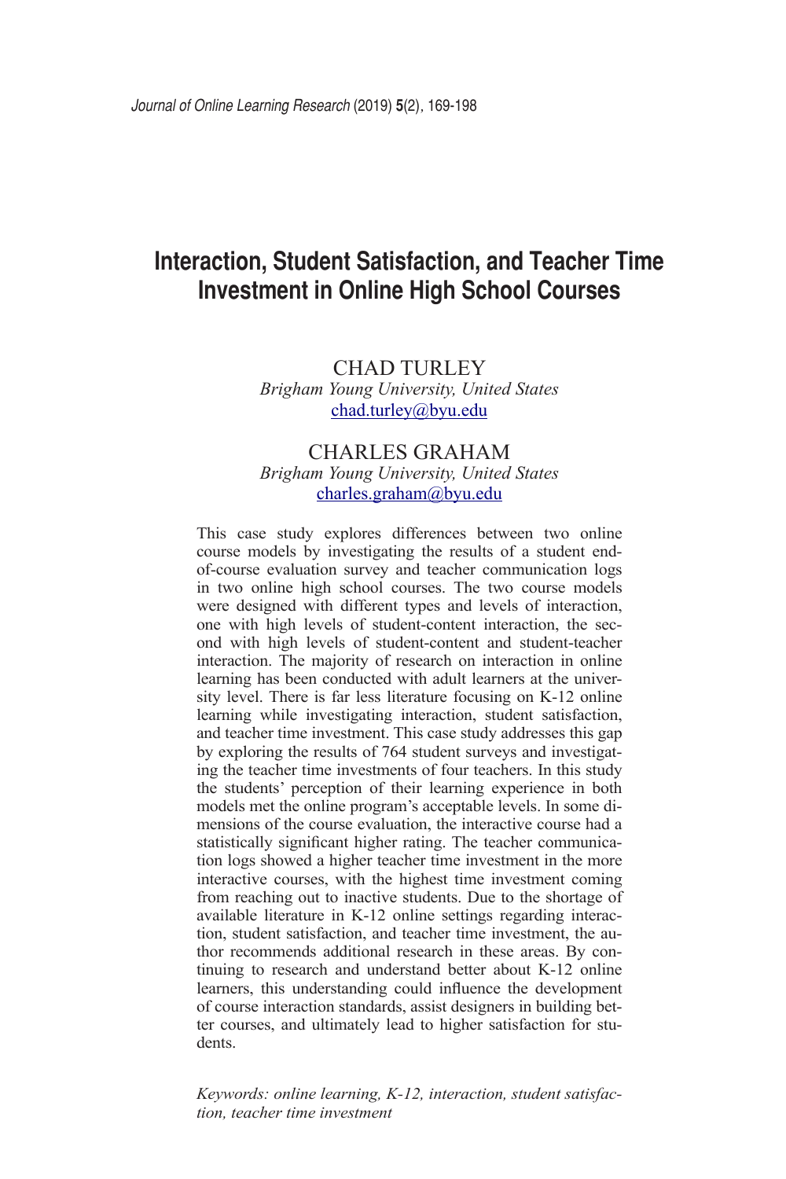# Interaction, Student Satisfaction, and Teacher Time Investment in Online High School Courses

CHAD TURLEY
*Brigham Young University, United States*
chad.turley@byu.edu

CHARLES GRAHAM
*Brigham Young University, United States*
charles.graham@byu.edu

This case study explores differences between two online course models by investigating the results of a student end-of-course evaluation survey and teacher communication logs in two online high school courses. The two course models were designed with different types and levels of interaction, one with high levels of student-content interaction, the second with high levels of student-content and student-teacher interaction. The majority of research on interaction in online learning has been conducted with adult learners at the university level. There is far less literature focusing on K-12 online learning while investigating interaction, student satisfaction, and teacher time investment. This case study addresses this gap by exploring the results of 764 student surveys and investigating the teacher time investments of four teachers. In this study the students' perception of their learning experience in both models met the online program's acceptable levels. In some dimensions of the course evaluation, the interactive course had a statistically significant higher rating. The teacher communication logs showed a higher teacher time investment in the more interactive courses, with the highest time investment coming from reaching out to inactive students. Due to the shortage of available literature in K-12 online settings regarding interaction, student satisfaction, and teacher time investment, the author recommends additional research in these areas. By continuing to research and understand better about K-12 online learners, this understanding could influence the development of course interaction standards, assist designers in building better courses, and ultimately lead to higher satisfaction for students.

*Keywords: online learning, K-12, interaction, student satisfaction, teacher time investment*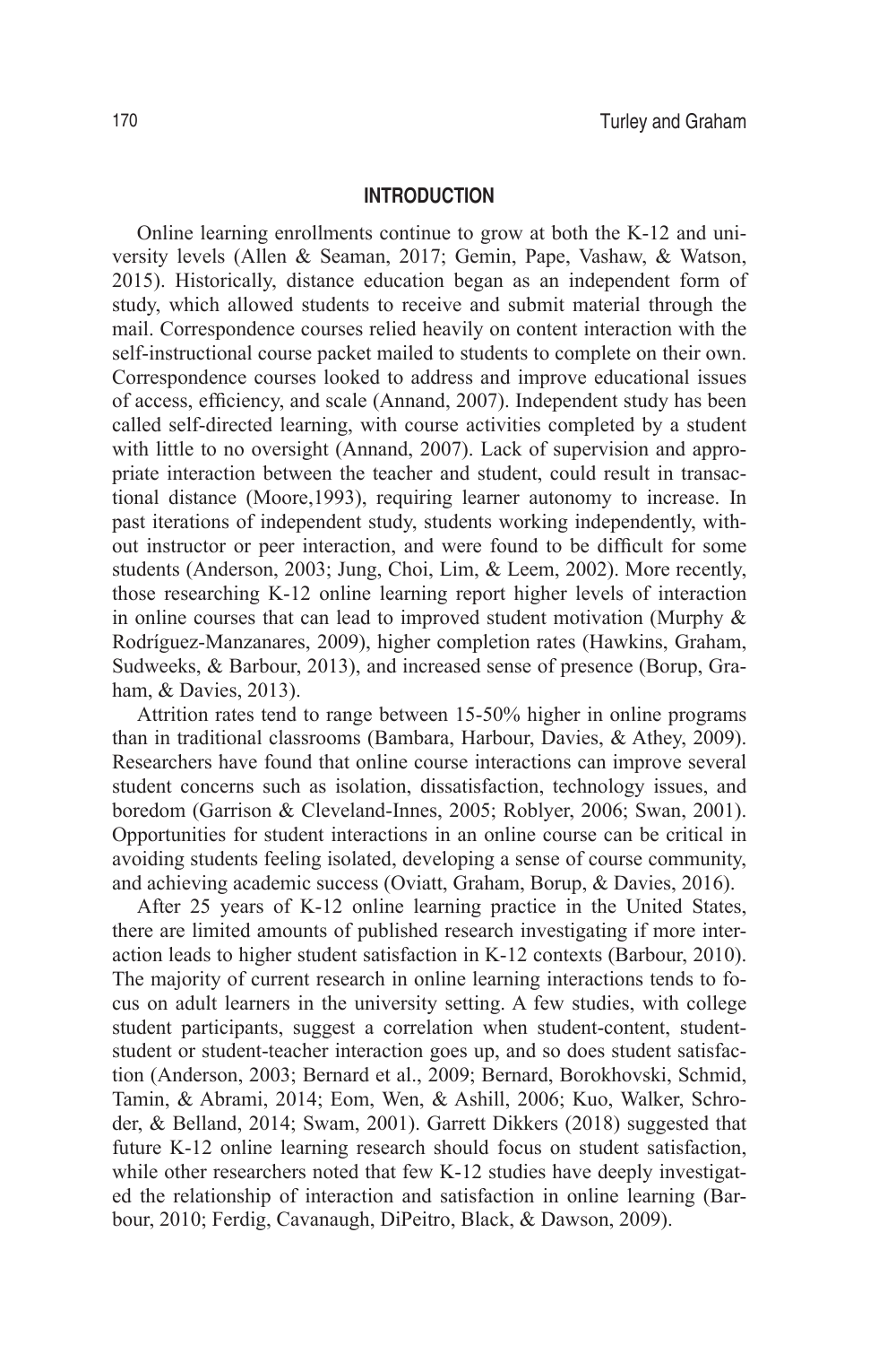## INTRODUCTION

Online learning enrollments continue to grow at both the K-12 and university levels (Allen & Seaman, 2017; Gemin, Pape, Vashaw, & Watson, 2015). Historically, distance education began as an independent form of study, which allowed students to receive and submit material through the mail. Correspondence courses relied heavily on content interaction with the self-instructional course packet mailed to students to complete on their own. Correspondence courses looked to address and improve educational issues of access, efficiency, and scale (Annand, 2007). Independent study has been called self-directed learning, with course activities completed by a student with little to no oversight (Annand, 2007). Lack of supervision and appropriate interaction between the teacher and student, could result in transactional distance (Moore,1993), requiring learner autonomy to increase. In past iterations of independent study, students working independently, without instructor or peer interaction, and were found to be difficult for some students (Anderson, 2003; Jung, Choi, Lim, & Leem, 2002). More recently, those researching K-12 online learning report higher levels of interaction in online courses that can lead to improved student motivation (Murphy & Rodríguez-Manzanares, 2009), higher completion rates (Hawkins, Graham, Sudweeks, & Barbour, 2013), and increased sense of presence (Borup, Graham, & Davies, 2013).

Attrition rates tend to range between 15-50% higher in online programs than in traditional classrooms (Bambara, Harbour, Davies, & Athey, 2009). Researchers have found that online course interactions can improve several student concerns such as isolation, dissatisfaction, technology issues, and boredom (Garrison & Cleveland-Innes, 2005; Roblyer, 2006; Swan, 2001). Opportunities for student interactions in an online course can be critical in avoiding students feeling isolated, developing a sense of course community, and achieving academic success (Oviatt, Graham, Borup, & Davies, 2016).

After 25 years of K-12 online learning practice in the United States, there are limited amounts of published research investigating if more interaction leads to higher student satisfaction in K-12 contexts (Barbour, 2010). The majority of current research in online learning interactions tends to focus on adult learners in the university setting. A few studies, with college student participants, suggest a correlation when student-content, student-student or student-teacher interaction goes up, and so does student satisfaction (Anderson, 2003; Bernard et al., 2009; Bernard, Borokhovski, Schmid, Tamin, & Abrami, 2014; Eom, Wen, & Ashill, 2006; Kuo, Walker, Schroder, & Belland, 2014; Swam, 2001). Garrett Dikkers (2018) suggested that future K-12 online learning research should focus on student satisfaction, while other researchers noted that few K-12 studies have deeply investigated the relationship of interaction and satisfaction in online learning (Barbour, 2010; Ferdig, Cavanaugh, DiPeitro, Black, & Dawson, 2009).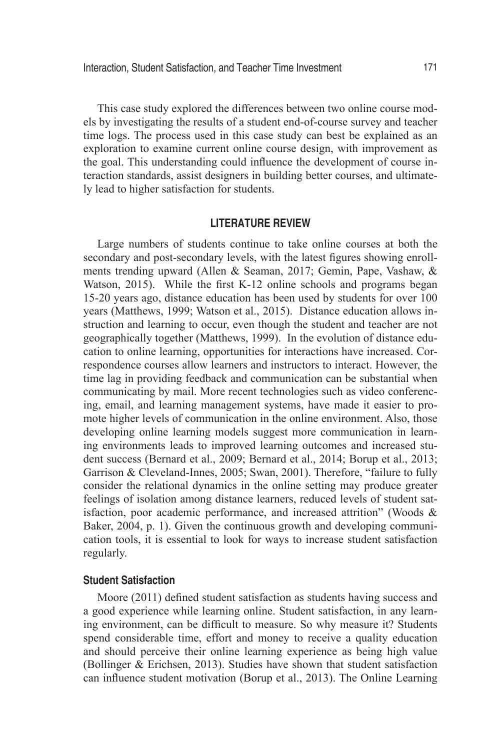This case study explored the differences between two online course models by investigating the results of a student end-of-course survey and teacher time logs. The process used in this case study can best be explained as an exploration to examine current online course design, with improvement as the goal. This understanding could influence the development of course interaction standards, assist designers in building better courses, and ultimately lead to higher satisfaction for students.

## LITERATURE REVIEW

Large numbers of students continue to take online courses at both the secondary and post-secondary levels, with the latest figures showing enrollments trending upward (Allen & Seaman, 2017; Gemin, Pape, Vashaw, & Watson, 2015). While the first K-12 online schools and programs began 15-20 years ago, distance education has been used by students for over 100 years (Matthews, 1999; Watson et al., 2015). Distance education allows instruction and learning to occur, even though the student and teacher are not geographically together (Matthews, 1999). In the evolution of distance education to online learning, opportunities for interactions have increased. Correspondence courses allow learners and instructors to interact. However, the time lag in providing feedback and communication can be substantial when communicating by mail. More recent technologies such as video conferencing, email, and learning management systems, have made it easier to promote higher levels of communication in the online environment. Also, those developing online learning models suggest more communication in learning environments leads to improved learning outcomes and increased student success (Bernard et al., 2009; Bernard et al., 2014; Borup et al., 2013; Garrison & Cleveland-Innes, 2005; Swan, 2001). Therefore, "failure to fully consider the relational dynamics in the online setting may produce greater feelings of isolation among distance learners, reduced levels of student satisfaction, poor academic performance, and increased attrition" (Woods & Baker, 2004, p. 1). Given the continuous growth and developing communication tools, it is essential to look for ways to increase student satisfaction regularly.

### Student Satisfaction

Moore (2011) defined student satisfaction as students having success and a good experience while learning online. Student satisfaction, in any learning environment, can be difficult to measure. So why measure it? Students spend considerable time, effort and money to receive a quality education and should perceive their online learning experience as being high value (Bollinger & Erichsen, 2013). Studies have shown that student satisfaction can influence student motivation (Borup et al., 2013). The Online Learning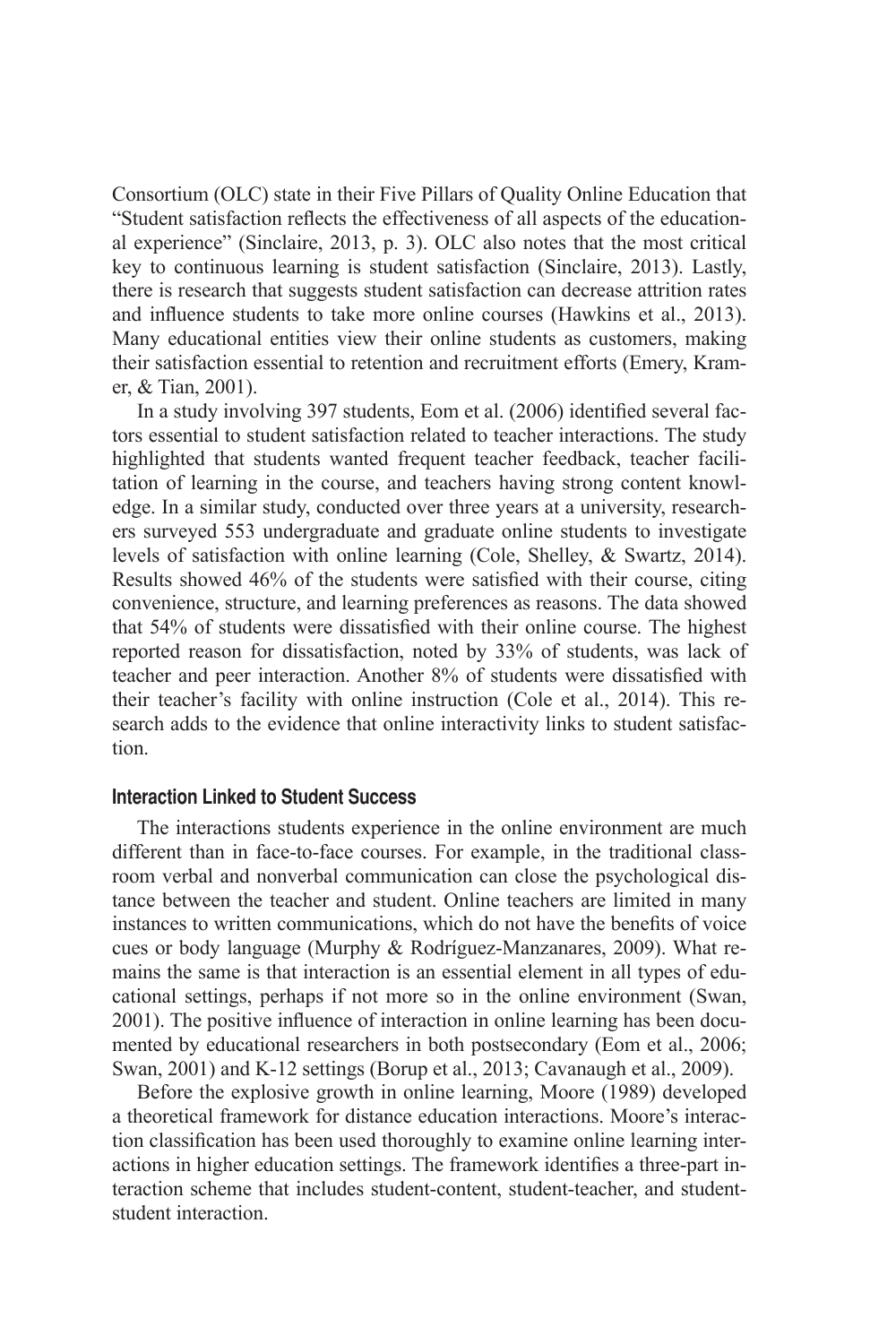Consortium (OLC) state in their Five Pillars of Quality Online Education that "Student satisfaction reflects the effectiveness of all aspects of the educational experience" (Sinclaire, 2013, p. 3). OLC also notes that the most critical key to continuous learning is student satisfaction (Sinclaire, 2013). Lastly, there is research that suggests student satisfaction can decrease attrition rates and influence students to take more online courses (Hawkins et al., 2013). Many educational entities view their online students as customers, making their satisfaction essential to retention and recruitment efforts (Emery, Kramer, & Tian, 2001).

In a study involving 397 students, Eom et al. (2006) identified several factors essential to student satisfaction related to teacher interactions. The study highlighted that students wanted frequent teacher feedback, teacher facilitation of learning in the course, and teachers having strong content knowledge. In a similar study, conducted over three years at a university, researchers surveyed 553 undergraduate and graduate online students to investigate levels of satisfaction with online learning (Cole, Shelley, & Swartz, 2014). Results showed 46% of the students were satisfied with their course, citing convenience, structure, and learning preferences as reasons. The data showed that 54% of students were dissatisfied with their online course. The highest reported reason for dissatisfaction, noted by 33% of students, was lack of teacher and peer interaction. Another 8% of students were dissatisfied with their teacher's facility with online instruction (Cole et al., 2014). This research adds to the evidence that online interactivity links to student satisfaction.

### Interaction Linked to Student Success

The interactions students experience in the online environment are much different than in face-to-face courses. For example, in the traditional classroom verbal and nonverbal communication can close the psychological distance between the teacher and student. Online teachers are limited in many instances to written communications, which do not have the benefits of voice cues or body language (Murphy & Rodríguez-Manzanares, 2009). What remains the same is that interaction is an essential element in all types of educational settings, perhaps if not more so in the online environment (Swan, 2001). The positive influence of interaction in online learning has been documented by educational researchers in both postsecondary (Eom et al., 2006; Swan, 2001) and K-12 settings (Borup et al., 2013; Cavanaugh et al., 2009).

Before the explosive growth in online learning, Moore (1989) developed a theoretical framework for distance education interactions. Moore's interaction classification has been used thoroughly to examine online learning interactions in higher education settings. The framework identifies a three-part interaction scheme that includes student-content, student-teacher, and student-student interaction.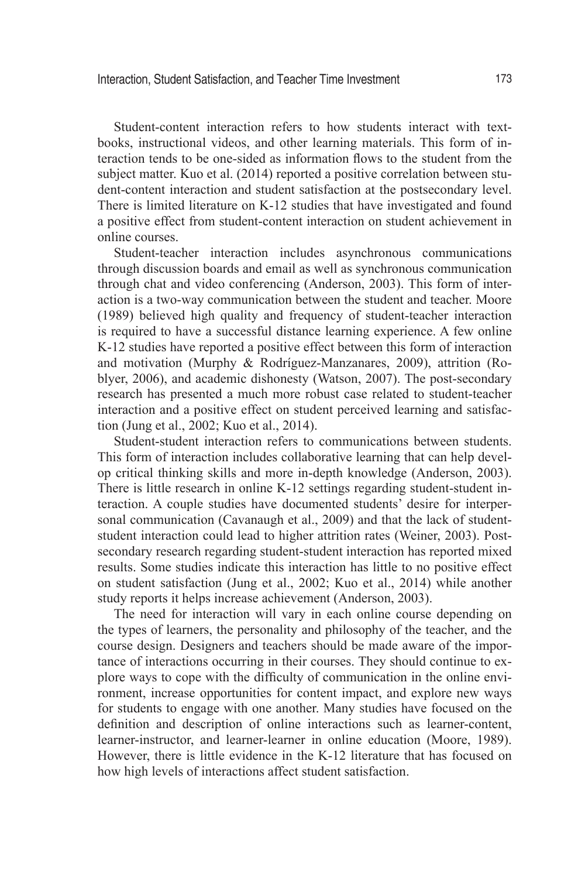Student-content interaction refers to how students interact with textbooks, instructional videos, and other learning materials. This form of interaction tends to be one-sided as information flows to the student from the subject matter. Kuo et al. (2014) reported a positive correlation between student-content interaction and student satisfaction at the postsecondary level. There is limited literature on K-12 studies that have investigated and found a positive effect from student-content interaction on student achievement in online courses.

Student-teacher interaction includes asynchronous communications through discussion boards and email as well as synchronous communication through chat and video conferencing (Anderson, 2003). This form of interaction is a two-way communication between the student and teacher. Moore (1989) believed high quality and frequency of student-teacher interaction is required to have a successful distance learning experience. A few online K-12 studies have reported a positive effect between this form of interaction and motivation (Murphy & Rodríguez-Manzanares, 2009), attrition (Roblyer, 2006), and academic dishonesty (Watson, 2007). The post-secondary research has presented a much more robust case related to student-teacher interaction and a positive effect on student perceived learning and satisfaction (Jung et al., 2002; Kuo et al., 2014).

Student-student interaction refers to communications between students. This form of interaction includes collaborative learning that can help develop critical thinking skills and more in-depth knowledge (Anderson, 2003). There is little research in online K-12 settings regarding student-student interaction. A couple studies have documented students' desire for interpersonal communication (Cavanaugh et al., 2009) and that the lack of student-student interaction could lead to higher attrition rates (Weiner, 2003). Post-secondary research regarding student-student interaction has reported mixed results. Some studies indicate this interaction has little to no positive effect on student satisfaction (Jung et al., 2002; Kuo et al., 2014) while another study reports it helps increase achievement (Anderson, 2003).

The need for interaction will vary in each online course depending on the types of learners, the personality and philosophy of the teacher, and the course design. Designers and teachers should be made aware of the importance of interactions occurring in their courses. They should continue to explore ways to cope with the difficulty of communication in the online environment, increase opportunities for content impact, and explore new ways for students to engage with one another. Many studies have focused on the definition and description of online interactions such as learner-content, learner-instructor, and learner-learner in online education (Moore, 1989). However, there is little evidence in the K-12 literature that has focused on how high levels of interactions affect student satisfaction.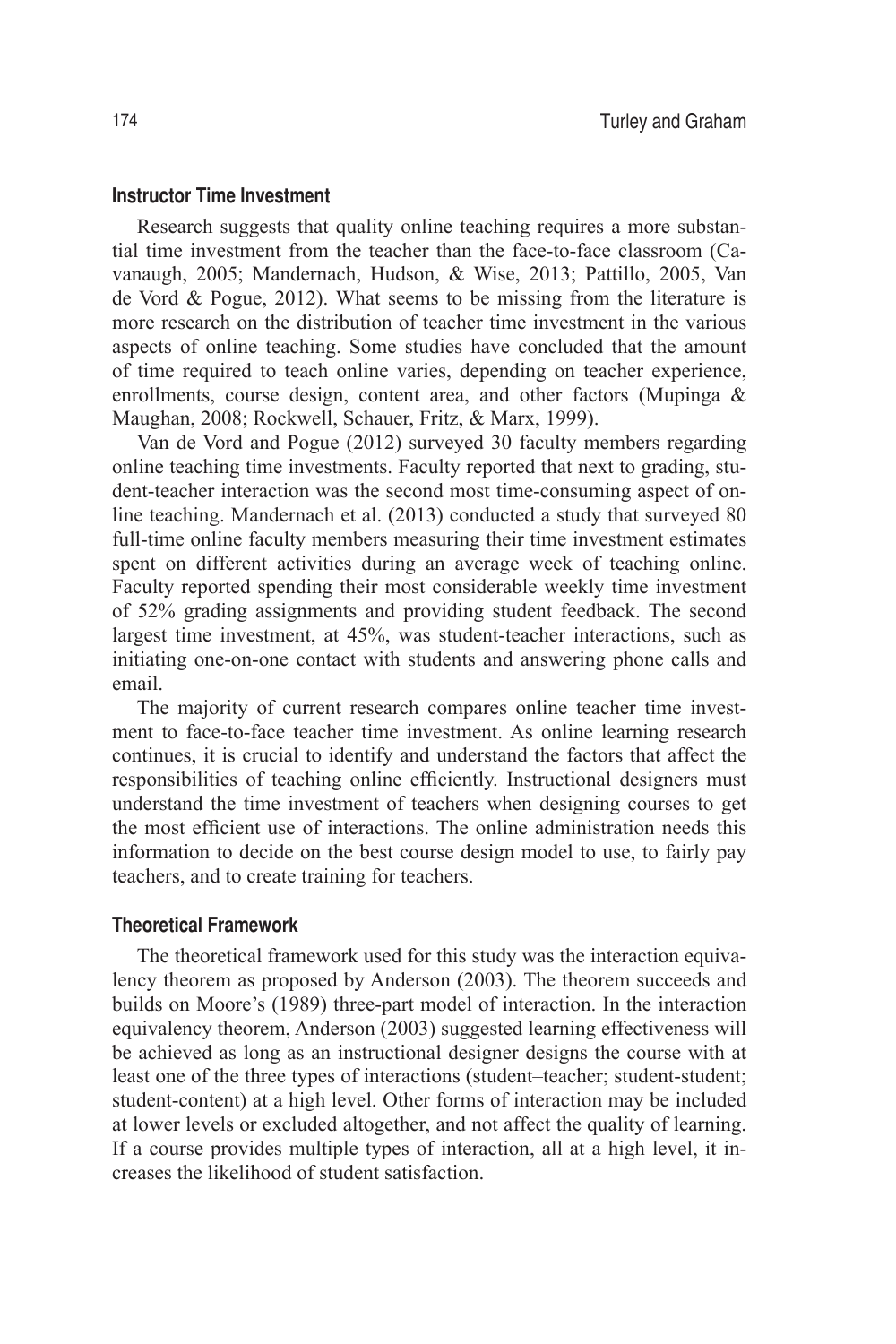### Instructor Time Investment

Research suggests that quality online teaching requires a more substantial time investment from the teacher than the face-to-face classroom (Cavanaugh, 2005; Mandernach, Hudson, & Wise, 2013; Pattillo, 2005, Van de Vord & Pogue, 2012). What seems to be missing from the literature is more research on the distribution of teacher time investment in the various aspects of online teaching. Some studies have concluded that the amount of time required to teach online varies, depending on teacher experience, enrollments, course design, content area, and other factors (Mupinga & Maughan, 2008; Rockwell, Schauer, Fritz, & Marx, 1999).

Van de Vord and Pogue (2012) surveyed 30 faculty members regarding online teaching time investments. Faculty reported that next to grading, student-teacher interaction was the second most time-consuming aspect of online teaching. Mandernach et al. (2013) conducted a study that surveyed 80 full-time online faculty members measuring their time investment estimates spent on different activities during an average week of teaching online. Faculty reported spending their most considerable weekly time investment of 52% grading assignments and providing student feedback. The second largest time investment, at 45%, was student-teacher interactions, such as initiating one-on-one contact with students and answering phone calls and email.

The majority of current research compares online teacher time investment to face-to-face teacher time investment. As online learning research continues, it is crucial to identify and understand the factors that affect the responsibilities of teaching online efficiently. Instructional designers must understand the time investment of teachers when designing courses to get the most efficient use of interactions. The online administration needs this information to decide on the best course design model to use, to fairly pay teachers, and to create training for teachers.

### Theoretical Framework

The theoretical framework used for this study was the interaction equivalency theorem as proposed by Anderson (2003). The theorem succeeds and builds on Moore's (1989) three-part model of interaction. In the interaction equivalency theorem, Anderson (2003) suggested learning effectiveness will be achieved as long as an instructional designer designs the course with at least one of the three types of interactions (student–teacher; student-student; student-content) at a high level. Other forms of interaction may be included at lower levels or excluded altogether, and not affect the quality of learning. If a course provides multiple types of interaction, all at a high level, it increases the likelihood of student satisfaction.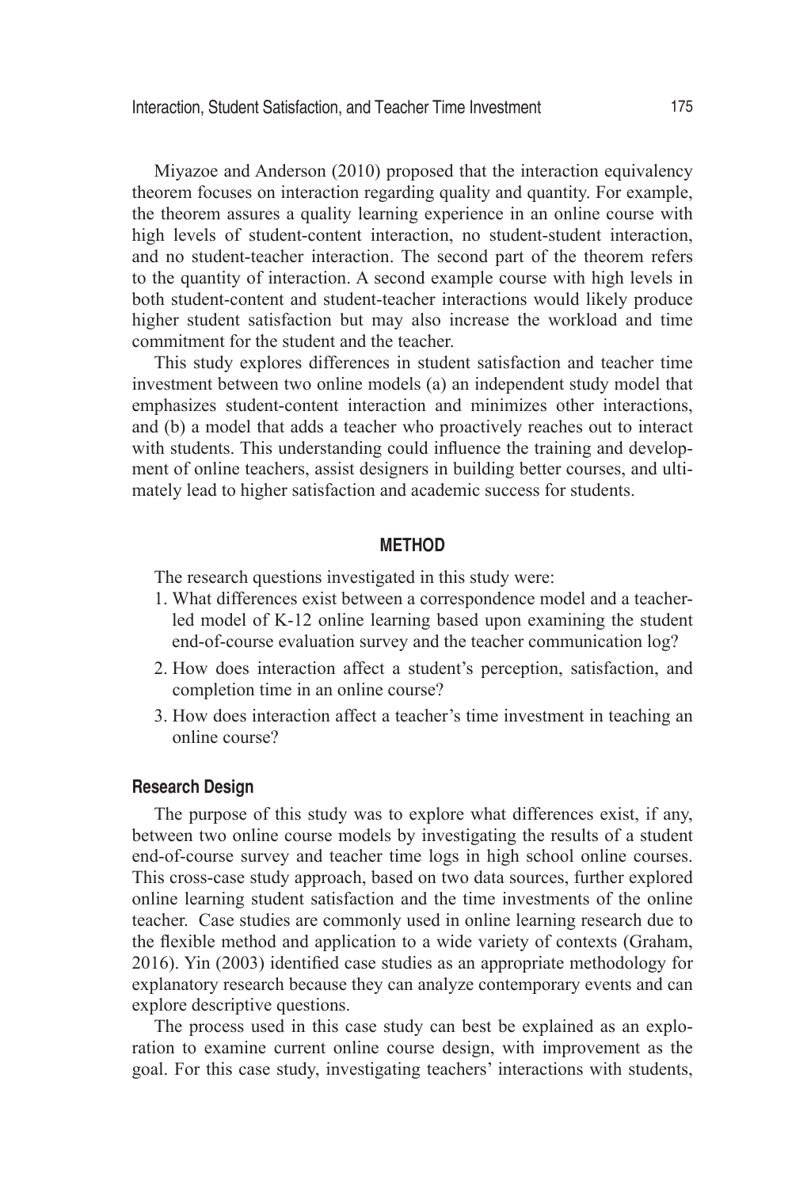Miyazoe and Anderson (2010) proposed that the interaction equivalency theorem focuses on interaction regarding quality and quantity. For example, the theorem assures a quality learning experience in an online course with high levels of student-content interaction, no student-student interaction, and no student-teacher interaction. The second part of the theorem refers to the quantity of interaction. A second example course with high levels in both student-content and student-teacher interactions would likely produce higher student satisfaction but may also increase the workload and time commitment for the student and the teacher.

This study explores differences in student satisfaction and teacher time investment between two online models (a) an independent study model that emphasizes student-content interaction and minimizes other interactions, and (b) a model that adds a teacher who proactively reaches out to interact with students. This understanding could influence the training and development of online teachers, assist designers in building better courses, and ultimately lead to higher satisfaction and academic success for students.

## METHOD

The research questions investigated in this study were:

1. What differences exist between a correspondence model and a teacher-led model of K-12 online learning based upon examining the student end-of-course evaluation survey and the teacher communication log?
2. How does interaction affect a student's perception, satisfaction, and completion time in an online course?
3. How does interaction affect a teacher's time investment in teaching an online course?

### Research Design

The purpose of this study was to explore what differences exist, if any, between two online course models by investigating the results of a student end-of-course survey and teacher time logs in high school online courses. This cross-case study approach, based on two data sources, further explored online learning student satisfaction and the time investments of the online teacher. Case studies are commonly used in online learning research due to the flexible method and application to a wide variety of contexts (Graham, 2016). Yin (2003) identified case studies as an appropriate methodology for explanatory research because they can analyze contemporary events and can explore descriptive questions.

The process used in this case study can best be explained as an exploration to examine current online course design, with improvement as the goal. For this case study, investigating teachers' interactions with students,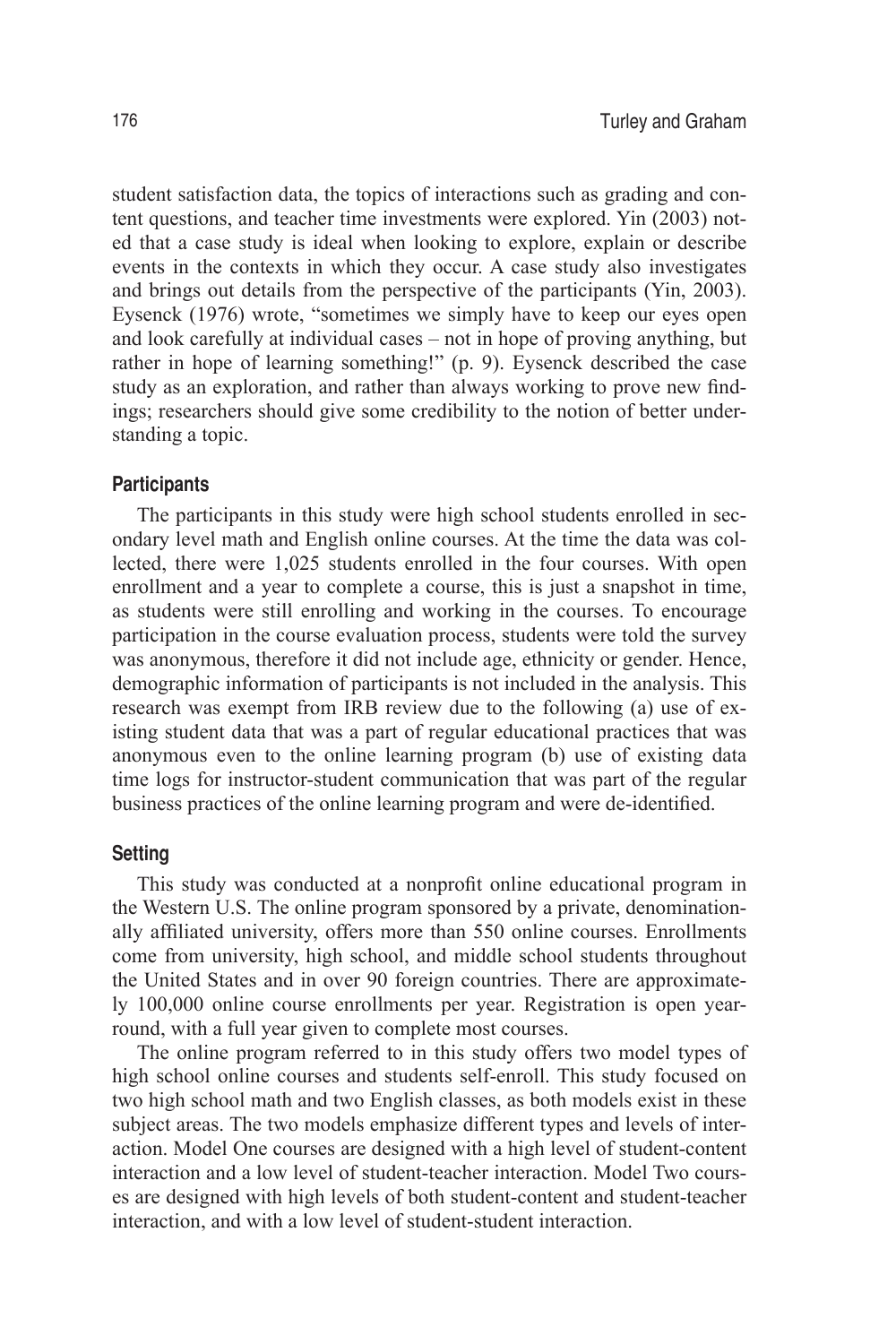student satisfaction data, the topics of interactions such as grading and content questions, and teacher time investments were explored. Yin (2003) noted that a case study is ideal when looking to explore, explain or describe events in the contexts in which they occur. A case study also investigates and brings out details from the perspective of the participants (Yin, 2003). Eysenck (1976) wrote, "sometimes we simply have to keep our eyes open and look carefully at individual cases – not in hope of proving anything, but rather in hope of learning something!" (p. 9). Eysenck described the case study as an exploration, and rather than always working to prove new findings; researchers should give some credibility to the notion of better understanding a topic.

### Participants

The participants in this study were high school students enrolled in secondary level math and English online courses. At the time the data was collected, there were 1,025 students enrolled in the four courses. With open enrollment and a year to complete a course, this is just a snapshot in time, as students were still enrolling and working in the courses. To encourage participation in the course evaluation process, students were told the survey was anonymous, therefore it did not include age, ethnicity or gender. Hence, demographic information of participants is not included in the analysis. This research was exempt from IRB review due to the following (a) use of existing student data that was a part of regular educational practices that was anonymous even to the online learning program (b) use of existing data time logs for instructor-student communication that was part of the regular business practices of the online learning program and were de-identified.

### Setting

This study was conducted at a nonprofit online educational program in the Western U.S. The online program sponsored by a private, denominationally affiliated university, offers more than 550 online courses. Enrollments come from university, high school, and middle school students throughout the United States and in over 90 foreign countries. There are approximately 100,000 online course enrollments per year. Registration is open year-round, with a full year given to complete most courses.

The online program referred to in this study offers two model types of high school online courses and students self-enroll. This study focused on two high school math and two English classes, as both models exist in these subject areas. The two models emphasize different types and levels of interaction. Model One courses are designed with a high level of student-content interaction and a low level of student-teacher interaction. Model Two courses are designed with high levels of both student-content and student-teacher interaction, and with a low level of student-student interaction.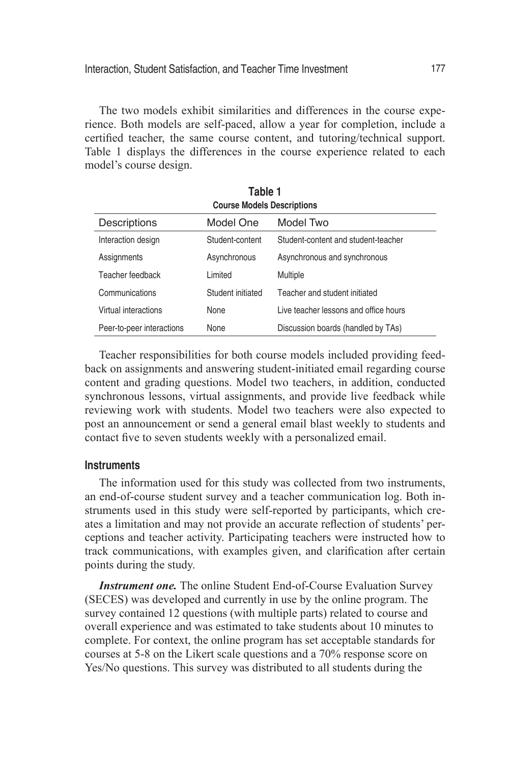The two models exhibit similarities and differences in the course experience. Both models are self-paced, allow a year for completion, include a certified teacher, the same course content, and tutoring/technical support. Table 1 displays the differences in the course experience related to each model's course design.

**Table 1**
**Course Models Descriptions**

| Descriptions | Model One | Model Two |
|---|---|---|
| Interaction design | Student-content | Student-content and student-teacher |
| Assignments | Asynchronous | Asynchronous and synchronous |
| Teacher feedback | Limited | Multiple |
| Communications | Student initiated | Teacher and student initiated |
| Virtual interactions | None | Live teacher lessons and office hours |
| Peer-to-peer interactions | None | Discussion boards (handled by TAs) |

Teacher responsibilities for both course models included providing feedback on assignments and answering student-initiated email regarding course content and grading questions. Model two teachers, in addition, conducted synchronous lessons, virtual assignments, and provide live feedback while reviewing work with students. Model two teachers were also expected to post an announcement or send a general email blast weekly to students and contact five to seven students weekly with a personalized email.

### Instruments

The information used for this study was collected from two instruments, an end-of-course student survey and a teacher communication log. Both instruments used in this study were self-reported by participants, which creates a limitation and may not provide an accurate reflection of students' perceptions and teacher activity. Participating teachers were instructed how to track communications, with examples given, and clarification after certain points during the study.

***Instrument one.*** The online Student End-of-Course Evaluation Survey (SECES) was developed and currently in use by the online program. The survey contained 12 questions (with multiple parts) related to course and overall experience and was estimated to take students about 10 minutes to complete. For context, the online program has set acceptable standards for courses at 5-8 on the Likert scale questions and a 70% response score on Yes/No questions. This survey was distributed to all students during the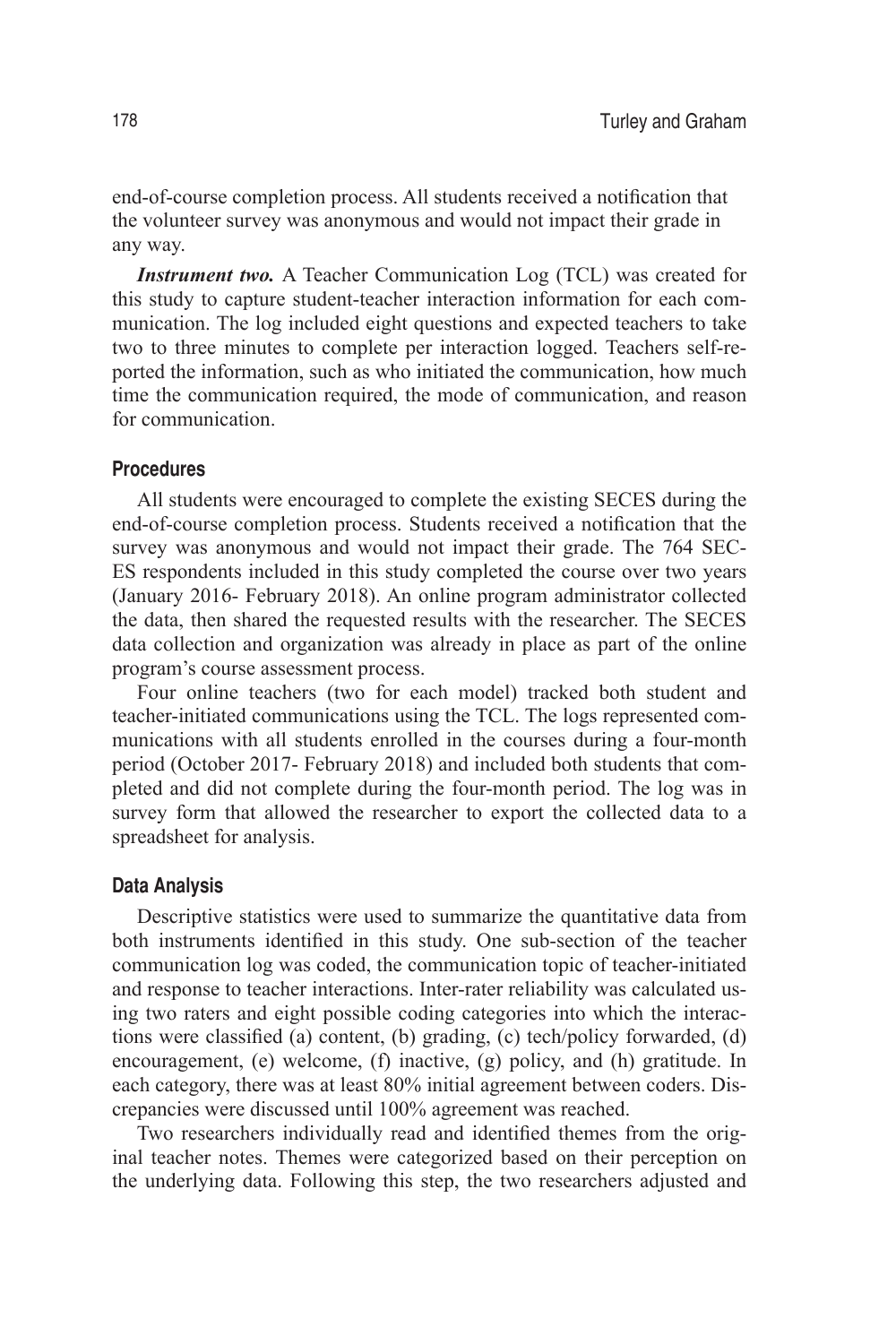end-of-course completion process. All students received a notification that the volunteer survey was anonymous and would not impact their grade in any way.

***Instrument two.*** A Teacher Communication Log (TCL) was created for this study to capture student-teacher interaction information for each communication. The log included eight questions and expected teachers to take two to three minutes to complete per interaction logged. Teachers self-reported the information, such as who initiated the communication, how much time the communication required, the mode of communication, and reason for communication.

### Procedures

All students were encouraged to complete the existing SECES during the end-of-course completion process. Students received a notification that the survey was anonymous and would not impact their grade. The 764 SECES respondents included in this study completed the course over two years (January 2016- February 2018). An online program administrator collected the data, then shared the requested results with the researcher. The SECES data collection and organization was already in place as part of the online program's course assessment process.

Four online teachers (two for each model) tracked both student and teacher-initiated communications using the TCL. The logs represented communications with all students enrolled in the courses during a four-month period (October 2017- February 2018) and included both students that completed and did not complete during the four-month period. The log was in survey form that allowed the researcher to export the collected data to a spreadsheet for analysis.

### Data Analysis

Descriptive statistics were used to summarize the quantitative data from both instruments identified in this study. One sub-section of the teacher communication log was coded, the communication topic of teacher-initiated and response to teacher interactions. Inter-rater reliability was calculated using two raters and eight possible coding categories into which the interactions were classified (a) content, (b) grading, (c) tech/policy forwarded, (d) encouragement, (e) welcome, (f) inactive, (g) policy, and (h) gratitude. In each category, there was at least 80% initial agreement between coders. Discrepancies were discussed until 100% agreement was reached.

Two researchers individually read and identified themes from the original teacher notes. Themes were categorized based on their perception on the underlying data. Following this step, the two researchers adjusted and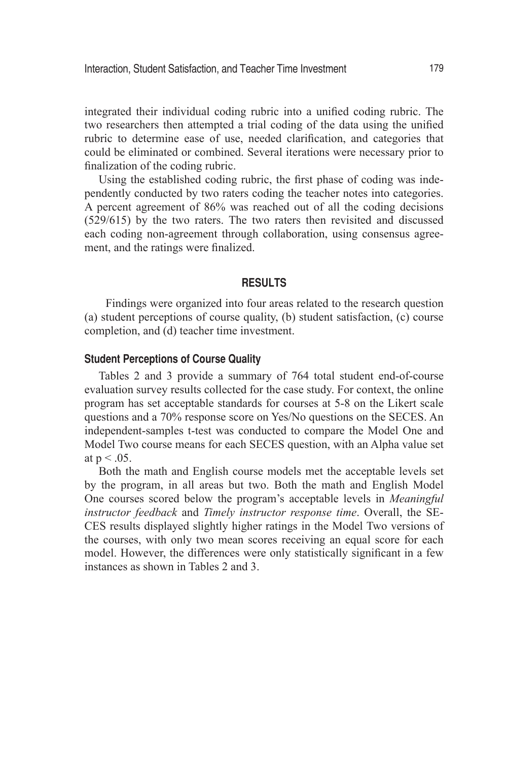integrated their individual coding rubric into a unified coding rubric. The two researchers then attempted a trial coding of the data using the unified rubric to determine ease of use, needed clarification, and categories that could be eliminated or combined. Several iterations were necessary prior to finalization of the coding rubric.

Using the established coding rubric, the first phase of coding was independently conducted by two raters coding the teacher notes into categories. A percent agreement of 86% was reached out of all the coding decisions (529/615) by the two raters. The two raters then revisited and discussed each coding non-agreement through collaboration, using consensus agreement, and the ratings were finalized.

## RESULTS

Findings were organized into four areas related to the research question (a) student perceptions of course quality, (b) student satisfaction, (c) course completion, and (d) teacher time investment.

### Student Perceptions of Course Quality

Tables 2 and 3 provide a summary of 764 total student end-of-course evaluation survey results collected for the case study. For context, the online program has set acceptable standards for courses at 5-8 on the Likert scale questions and a 70% response score on Yes/No questions on the SECES. An independent-samples t-test was conducted to compare the Model One and Model Two course means for each SECES question, with an Alpha value set at $p < .05$.

Both the math and English course models met the acceptable levels set by the program, in all areas but two. Both the math and English Model One courses scored below the program's acceptable levels in *Meaningful instructor feedback* and *Timely instructor response time*. Overall, the SECES results displayed slightly higher ratings in the Model Two versions of the courses, with only two mean scores receiving an equal score for each model. However, the differences were only statistically significant in a few instances as shown in Tables 2 and 3.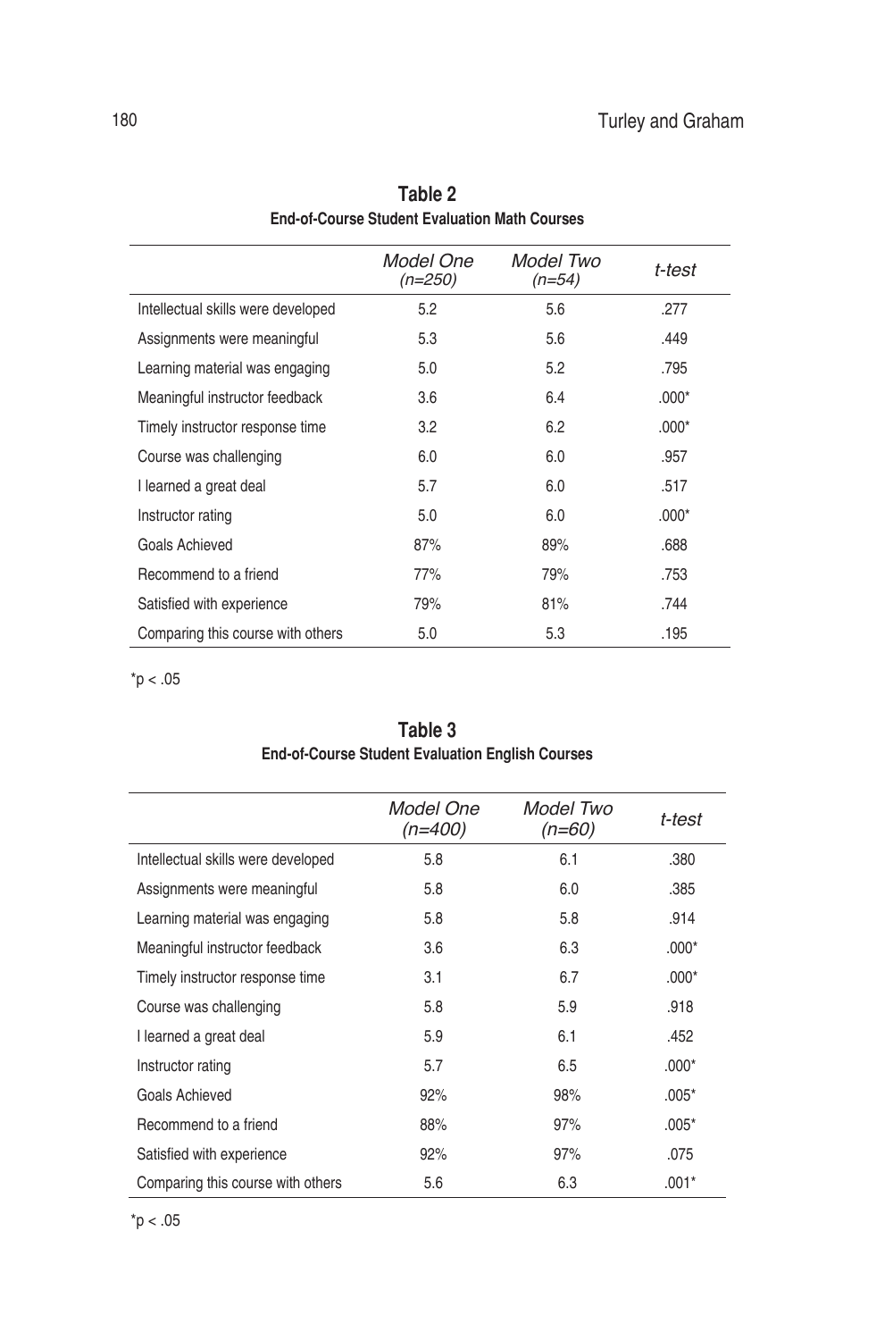**Table 2**
**End-of-Course Student Evaluation Math Courses**

| | *Model One (n=250)* | *Model Two (n=54)* | *t-test* |
|---|---|---|---|
| Intellectual skills were developed | 5.2 | 5.6 | .277 |
| Assignments were meaningful | 5.3 | 5.6 | .449 |
| Learning material was engaging | 5.0 | 5.2 | .795 |
| Meaningful instructor feedback | 3.6 | 6.4 | .000* |
| Timely instructor response time | 3.2 | 6.2 | .000* |
| Course was challenging | 6.0 | 6.0 | .957 |
| I learned a great deal | 5.7 | 6.0 | .517 |
| Instructor rating | 5.0 | 6.0 | .000* |
| Goals Achieved | 87% | 89% | .688 |
| Recommend to a friend | 77% | 79% | .753 |
| Satisfied with experience | 79% | 81% | .744 |
| Comparing this course with others | 5.0 | 5.3 | .195 |

*$p < .05$

**Table 3**
**End-of-Course Student Evaluation English Courses**

| | *Model One (n=400)* | *Model Two (n=60)* | *t-test* |
|---|---|---|---|
| Intellectual skills were developed | 5.8 | 6.1 | .380 |
| Assignments were meaningful | 5.8 | 6.0 | .385 |
| Learning material was engaging | 5.8 | 5.8 | .914 |
| Meaningful instructor feedback | 3.6 | 6.3 | .000* |
| Timely instructor response time | 3.1 | 6.7 | .000* |
| Course was challenging | 5.8 | 5.9 | .918 |
| I learned a great deal | 5.9 | 6.1 | .452 |
| Instructor rating | 5.7 | 6.5 | .000* |
| Goals Achieved | 92% | 98% | .005* |
| Recommend to a friend | 88% | 97% | .005* |
| Satisfied with experience | 92% | 97% | .075 |
| Comparing this course with others | 5.6 | 6.3 | .001* |

*$p < .05$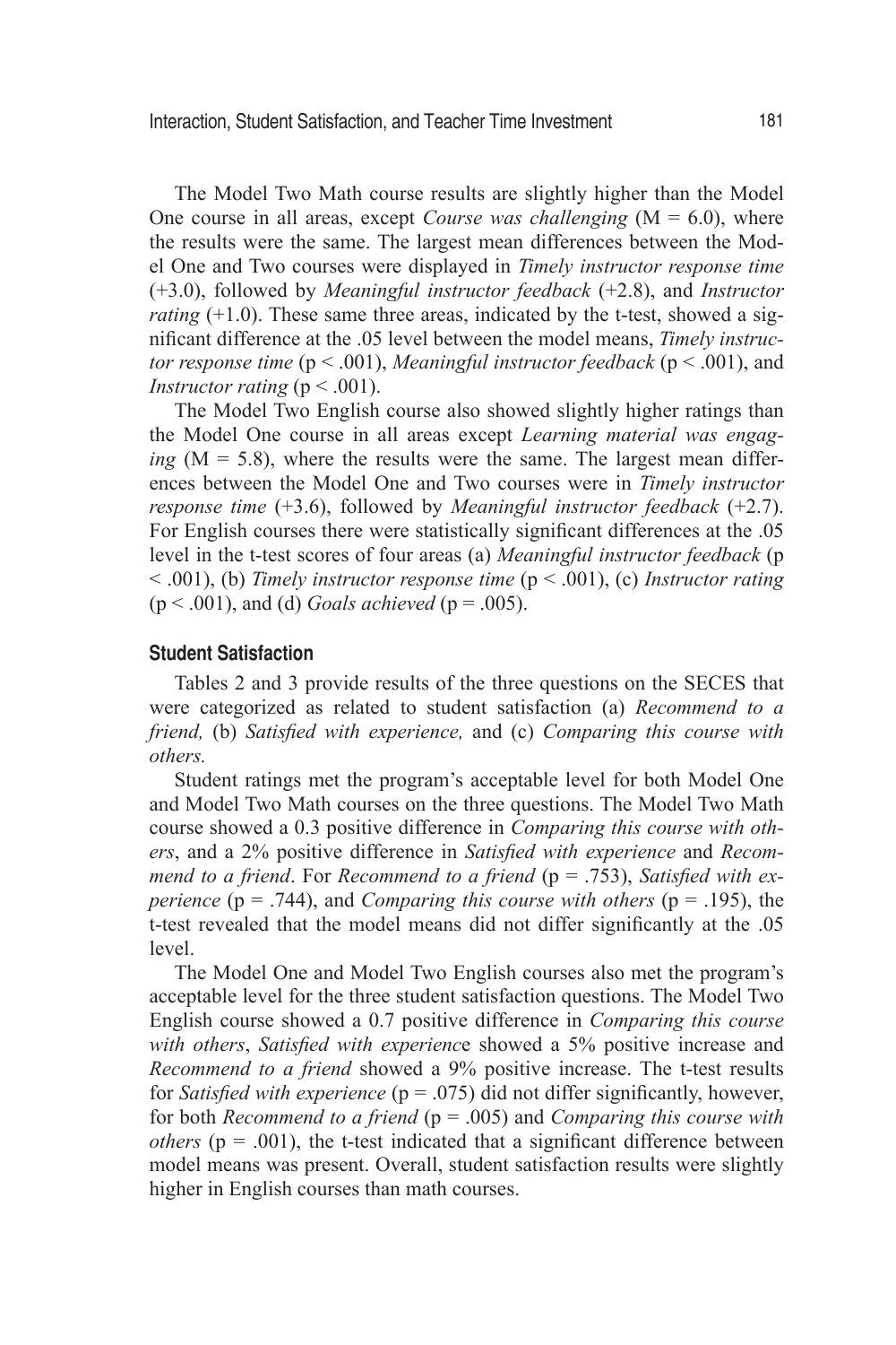The Model Two Math course results are slightly higher than the Model One course in all areas, except *Course was challenging* ($M = 6.0$), where the results were the same. The largest mean differences between the Model One and Two courses were displayed in *Timely instructor response time* (+3.0), followed by *Meaningful instructor feedback* (+2.8), and *Instructor rating* (+1.0). These same three areas, indicated by the t-test, showed a significant difference at the .05 level between the model means, *Timely instructor response time* ($p < .001$), *Meaningful instructor feedback* ($p < .001$), and *Instructor rating* ($p < .001$).

The Model Two English course also showed slightly higher ratings than the Model One course in all areas except *Learning material was engaging* ($M = 5.8$), where the results were the same. The largest mean differences between the Model One and Two courses were in *Timely instructor response time* (+3.6), followed by *Meaningful instructor feedback* (+2.7). For English courses there were statistically significant differences at the .05 level in the t-test scores of four areas (a) *Meaningful instructor feedback* ($p < .001$), (b) *Timely instructor response time* ($p < .001$), (c) *Instructor rating* ($p < .001$), and (d) *Goals achieved* ($p = .005$).

### Student Satisfaction

Tables 2 and 3 provide results of the three questions on the SECES that were categorized as related to student satisfaction (a) *Recommend to a friend,* (b) *Satisfied with experience,* and (c) *Comparing this course with others.*

Student ratings met the program's acceptable level for both Model One and Model Two Math courses on the three questions. The Model Two Math course showed a 0.3 positive difference in *Comparing this course with others*, and a 2% positive difference in *Satisfied with experience* and *Recommend to a friend*. For *Recommend to a friend* ($p = .753$), *Satisfied with experience* ($p = .744$), and *Comparing this course with others* ($p = .195$), the t-test revealed that the model means did not differ significantly at the .05 level.

The Model One and Model Two English courses also met the program's acceptable level for the three student satisfaction questions. The Model Two English course showed a 0.7 positive difference in *Comparing this course with others*, *Satisfied with experience* showed a 5% positive increase and *Recommend to a friend* showed a 9% positive increase. The t-test results for *Satisfied with experience* ($p = .075$) did not differ significantly, however, for both *Recommend to a friend* ($p = .005$) and *Comparing this course with others* ($p = .001$), the t-test indicated that a significant difference between model means was present. Overall, student satisfaction results were slightly higher in English courses than math courses.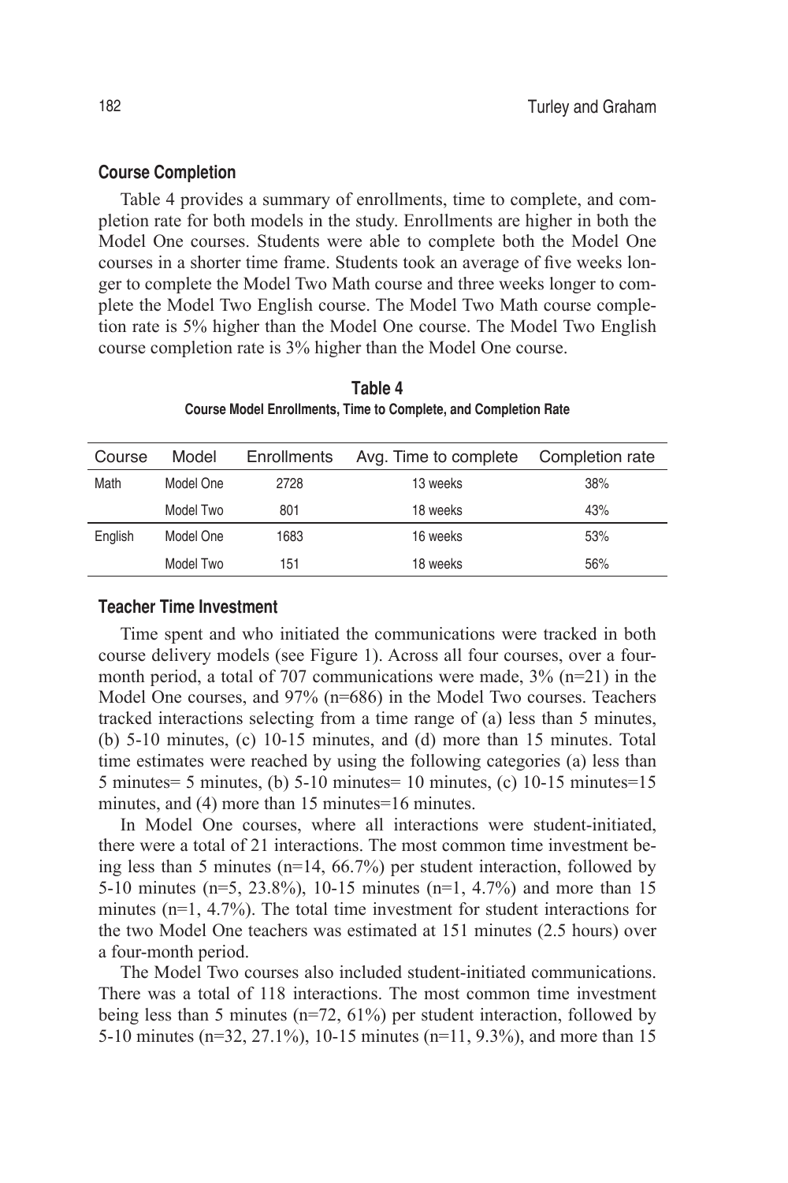## Course Completion

Table 4 provides a summary of enrollments, time to complete, and completion rate for both models in the study. Enrollments are higher in both the Model One courses. Students were able to complete both the Model One courses in a shorter time frame. Students took an average of five weeks longer to complete the Model Two Math course and three weeks longer to complete the Model Two English course. The Model Two Math course completion rate is 5% higher than the Model One course. The Model Two English course completion rate is 3% higher than the Model One course.

**Table 4**
**Course Model Enrollments, Time to Complete, and Completion Rate**

| Course | Model | Enrollments | Avg. Time to complete | Completion rate |
|---|---|---|---|---|
| Math | Model One | 2728 | 13 weeks | 38% |
| | Model Two | 801 | 18 weeks | 43% |
| English | Model One | 1683 | 16 weeks | 53% |
| | Model Two | 151 | 18 weeks | 56% |

## Teacher Time Investment

Time spent and who initiated the communications were tracked in both course delivery models (see Figure 1). Across all four courses, over a four-month period, a total of 707 communications were made, 3% (n=21) in the Model One courses, and 97% (n=686) in the Model Two courses. Teachers tracked interactions selecting from a time range of (a) less than 5 minutes, (b) 5-10 minutes, (c) 10-15 minutes, and (d) more than 15 minutes. Total time estimates were reached by using the following categories (a) less than 5 minutes= 5 minutes, (b) 5-10 minutes= 10 minutes, (c) 10-15 minutes=15 minutes, and (4) more than 15 minutes=16 minutes.

In Model One courses, where all interactions were student-initiated, there were a total of 21 interactions. The most common time investment being less than 5 minutes (n=14, 66.7%) per student interaction, followed by 5-10 minutes (n=5, 23.8%), 10-15 minutes (n=1, 4.7%) and more than 15 minutes (n=1, 4.7%). The total time investment for student interactions for the two Model One teachers was estimated at 151 minutes (2.5 hours) over a four-month period.

The Model Two courses also included student-initiated communications. There was a total of 118 interactions. The most common time investment being less than 5 minutes (n=72, 61%) per student interaction, followed by 5-10 minutes (n=32, 27.1%), 10-15 minutes (n=11, 9.3%), and more than 15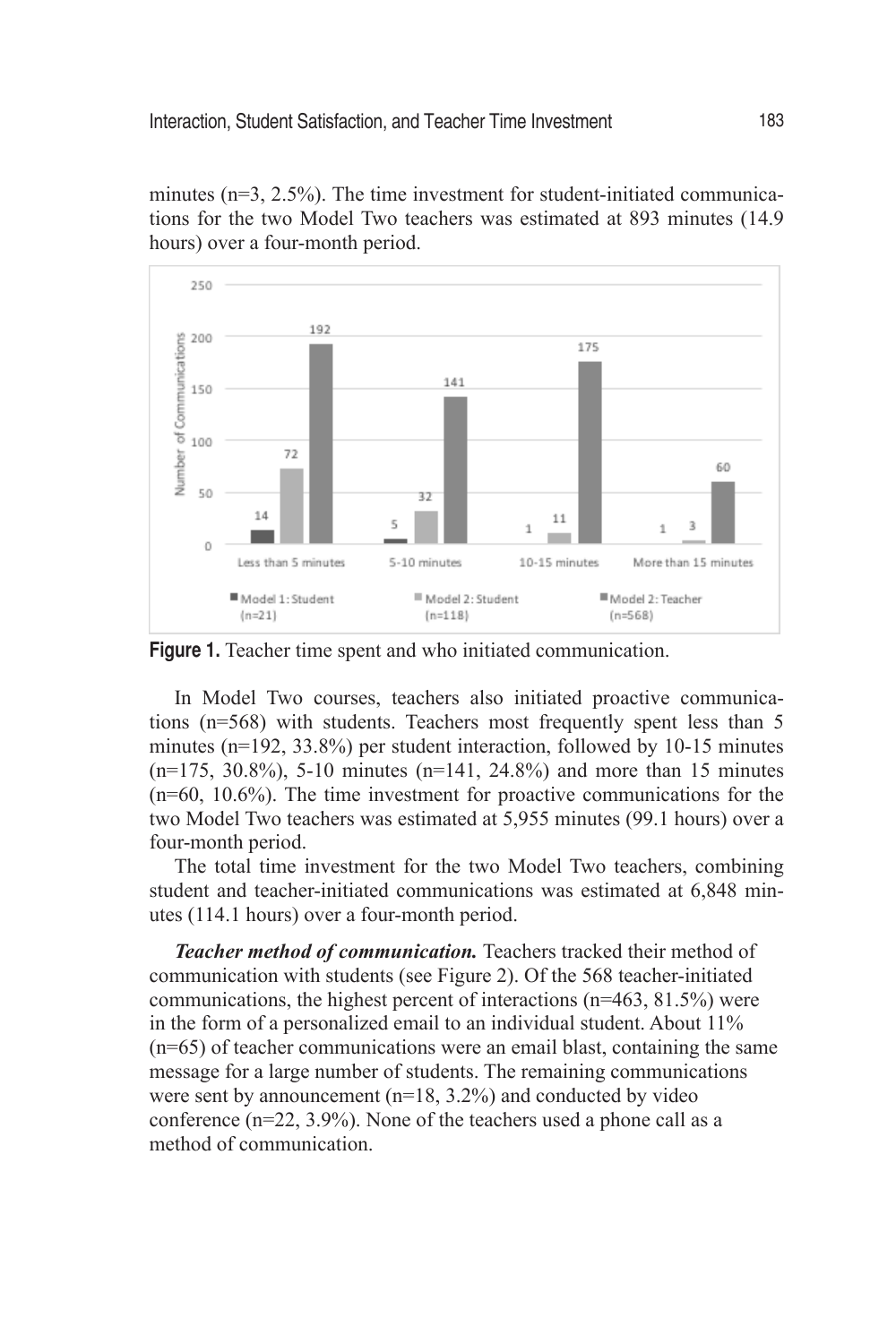minutes (n=3, 2.5%). The time investment for student-initiated communications for the two Model Two teachers was estimated at 893 minutes (14.9 hours) over a four-month period.

**Figure 1.** Teacher time spent and who initiated communication.

In Model Two courses, teachers also initiated proactive communications (n=568) with students. Teachers most frequently spent less than 5 minutes (n=192, 33.8%) per student interaction, followed by 10-15 minutes (n=175, 30.8%), 5-10 minutes (n=141, 24.8%) and more than 15 minutes (n=60, 10.6%). The time investment for proactive communications for the two Model Two teachers was estimated at 5,955 minutes (99.1 hours) over a four-month period.

The total time investment for the two Model Two teachers, combining student and teacher-initiated communications was estimated at 6,848 minutes (114.1 hours) over a four-month period.

***Teacher method of communication.*** Teachers tracked their method of communication with students (see Figure 2). Of the 568 teacher-initiated communications, the highest percent of interactions (n=463, 81.5%) were in the form of a personalized email to an individual student. About 11% (n=65) of teacher communications were an email blast, containing the same message for a large number of students. The remaining communications were sent by announcement (n=18, 3.2%) and conducted by video conference (n=22, 3.9%). None of the teachers used a phone call as a method of communication.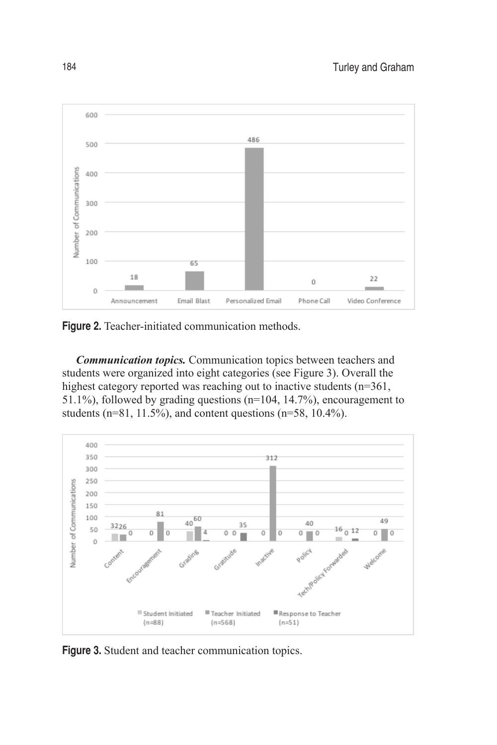**Figure 2.** Teacher-initiated communication methods.

***Communication topics.*** Communication topics between teachers and students were organized into eight categories (see Figure 3). Overall the highest category reported was reaching out to inactive students (n=361, 51.1%), followed by grading questions (n=104, 14.7%), encouragement to students (n=81, 11.5%), and content questions (n=58, 10.4%).

**Figure 3.** Student and teacher communication topics.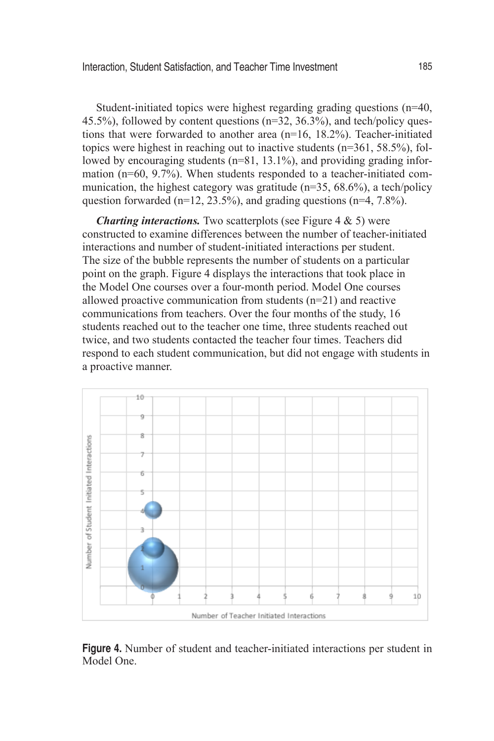Student-initiated topics were highest regarding grading questions (n=40, 45.5%), followed by content questions (n=32, 36.3%), and tech/policy questions that were forwarded to another area (n=16, 18.2%). Teacher-initiated topics were highest in reaching out to inactive students (n=361, 58.5%), followed by encouraging students (n=81, 13.1%), and providing grading information (n=60, 9.7%). When students responded to a teacher-initiated communication, the highest category was gratitude (n=35, 68.6%), a tech/policy question forwarded (n=12, 23.5%), and grading questions (n=4, 7.8%).

***Charting interactions.*** Two scatterplots (see Figure 4 & 5) were constructed to examine differences between the number of teacher-initiated interactions and number of student-initiated interactions per student. The size of the bubble represents the number of students on a particular point on the graph. Figure 4 displays the interactions that took place in the Model One courses over a four-month period. Model One courses allowed proactive communication from students (n=21) and reactive communications from teachers. Over the four months of the study, 16 students reached out to the teacher one time, three students reached out twice, and two students contacted the teacher four times. Teachers did respond to each student communication, but did not engage with students in a proactive manner.

**Figure 4.** Number of student and teacher-initiated interactions per student in Model One.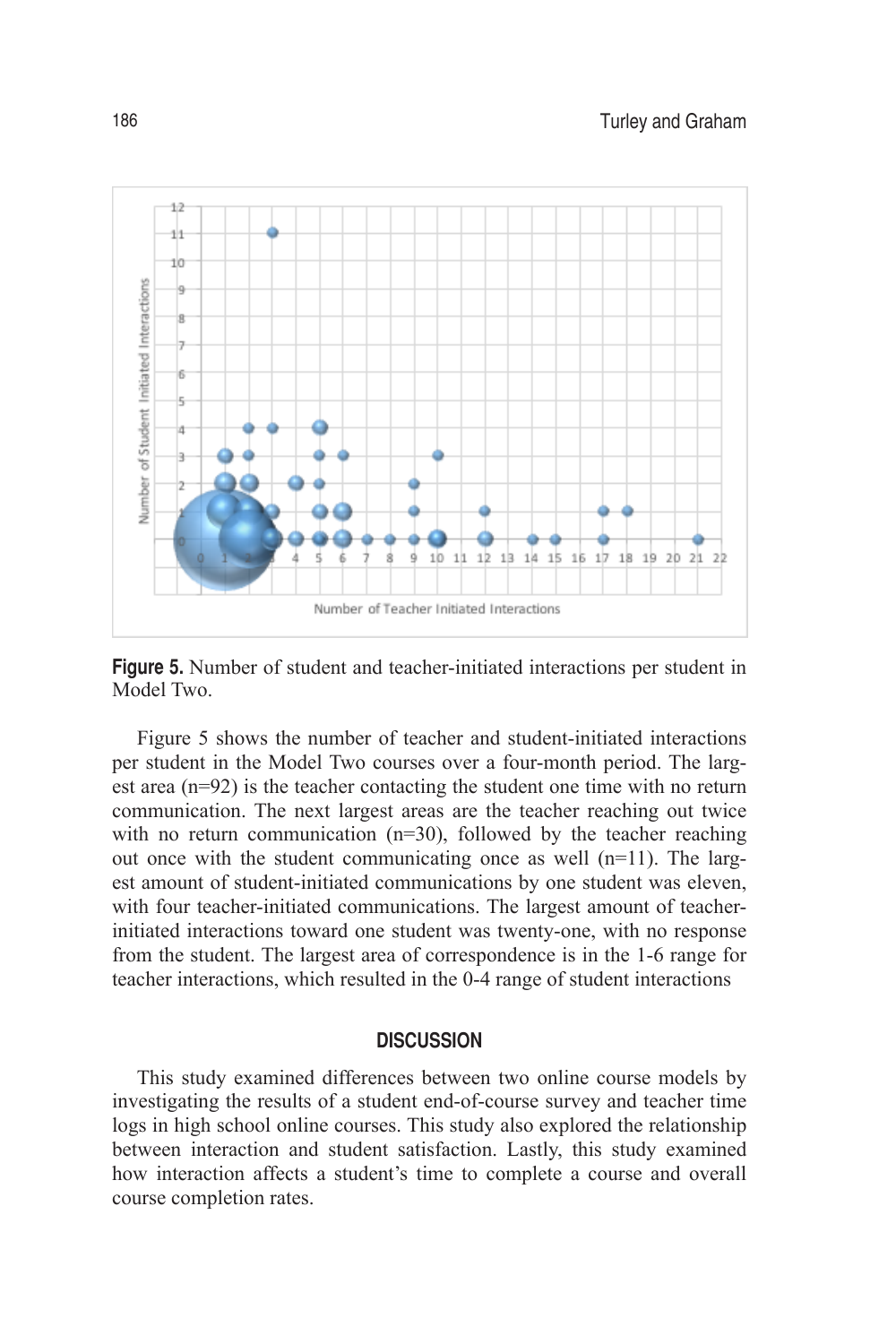**Figure 5.** Number of student and teacher-initiated interactions per student in Model Two.

Figure 5 shows the number of teacher and student-initiated interactions per student in the Model Two courses over a four-month period. The largest area (n=92) is the teacher contacting the student one time with no return communication. The next largest areas are the teacher reaching out twice with no return communication (n=30), followed by the teacher reaching out once with the student communicating once as well (n=11). The largest amount of student-initiated communications by one student was eleven, with four teacher-initiated communications. The largest amount of teacher-initiated interactions toward one student was twenty-one, with no response from the student. The largest area of correspondence is in the 1-6 range for teacher interactions, which resulted in the 0-4 range of student interactions

## DISCUSSION

This study examined differences between two online course models by investigating the results of a student end-of-course survey and teacher time logs in high school online courses. This study also explored the relationship between interaction and student satisfaction. Lastly, this study examined how interaction affects a student's time to complete a course and overall course completion rates.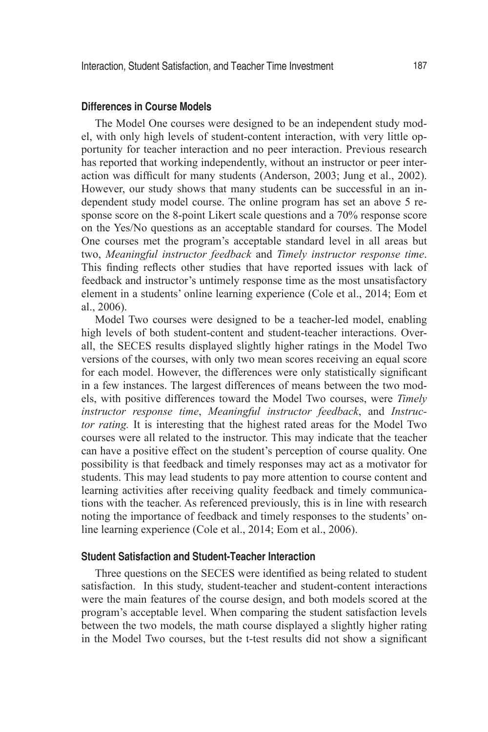### Differences in Course Models

The Model One courses were designed to be an independent study model, with only high levels of student-content interaction, with very little opportunity for teacher interaction and no peer interaction. Previous research has reported that working independently, without an instructor or peer interaction was difficult for many students (Anderson, 2003; Jung et al., 2002). However, our study shows that many students can be successful in an independent study model course. The online program has set an above 5 response score on the 8-point Likert scale questions and a 70% response score on the Yes/No questions as an acceptable standard for courses. The Model One courses met the program's acceptable standard level in all areas but two, *Meaningful instructor feedback* and *Timely instructor response time*. This finding reflects other studies that have reported issues with lack of feedback and instructor's untimely response time as the most unsatisfactory element in a students' online learning experience (Cole et al., 2014; Eom et al., 2006).

Model Two courses were designed to be a teacher-led model, enabling high levels of both student-content and student-teacher interactions. Overall, the SECES results displayed slightly higher ratings in the Model Two versions of the courses, with only two mean scores receiving an equal score for each model. However, the differences were only statistically significant in a few instances. The largest differences of means between the two models, with positive differences toward the Model Two courses, were *Timely instructor response time*, *Meaningful instructor feedback*, and *Instructor rating.* It is interesting that the highest rated areas for the Model Two courses were all related to the instructor. This may indicate that the teacher can have a positive effect on the student's perception of course quality. One possibility is that feedback and timely responses may act as a motivator for students. This may lead students to pay more attention to course content and learning activities after receiving quality feedback and timely communications with the teacher. As referenced previously, this is in line with research noting the importance of feedback and timely responses to the students' online learning experience (Cole et al., 2014; Eom et al., 2006).

### Student Satisfaction and Student-Teacher Interaction

Three questions on the SECES were identified as being related to student satisfaction. In this study, student-teacher and student-content interactions were the main features of the course design, and both models scored at the program's acceptable level. When comparing the student satisfaction levels between the two models, the math course displayed a slightly higher rating in the Model Two courses, but the t-test results did not show a significant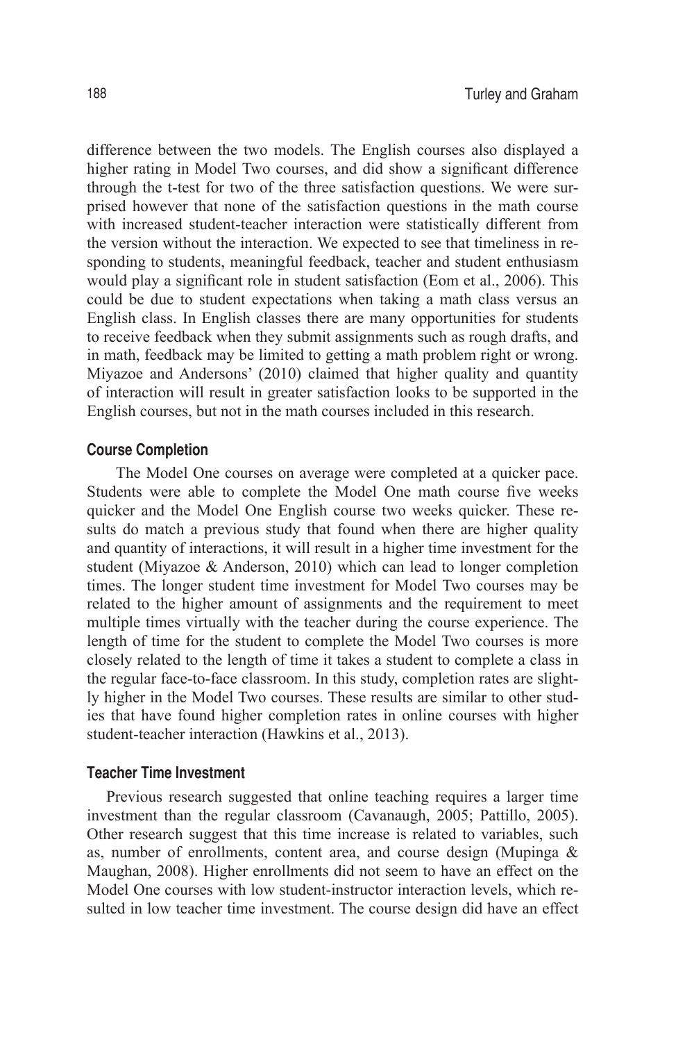difference between the two models. The English courses also displayed a higher rating in Model Two courses, and did show a significant difference through the t-test for two of the three satisfaction questions. We were surprised however that none of the satisfaction questions in the math course with increased student-teacher interaction were statistically different from the version without the interaction. We expected to see that timeliness in responding to students, meaningful feedback, teacher and student enthusiasm would play a significant role in student satisfaction (Eom et al., 2006). This could be due to student expectations when taking a math class versus an English class. In English classes there are many opportunities for students to receive feedback when they submit assignments such as rough drafts, and in math, feedback may be limited to getting a math problem right or wrong. Miyazoe and Andersons' (2010) claimed that higher quality and quantity of interaction will result in greater satisfaction looks to be supported in the English courses, but not in the math courses included in this research.

### Course Completion

The Model One courses on average were completed at a quicker pace. Students were able to complete the Model One math course five weeks quicker and the Model One English course two weeks quicker. These results do match a previous study that found when there are higher quality and quantity of interactions, it will result in a higher time investment for the student (Miyazoe & Anderson, 2010) which can lead to longer completion times. The longer student time investment for Model Two courses may be related to the higher amount of assignments and the requirement to meet multiple times virtually with the teacher during the course experience. The length of time for the student to complete the Model Two courses is more closely related to the length of time it takes a student to complete a class in the regular face-to-face classroom. In this study, completion rates are slightly higher in the Model Two courses. These results are similar to other studies that have found higher completion rates in online courses with higher student-teacher interaction (Hawkins et al., 2013).

### Teacher Time Investment

Previous research suggested that online teaching requires a larger time investment than the regular classroom (Cavanaugh, 2005; Pattillo, 2005). Other research suggest that this time increase is related to variables, such as, number of enrollments, content area, and course design (Mupinga & Maughan, 2008). Higher enrollments did not seem to have an effect on the Model One courses with low student-instructor interaction levels, which resulted in low teacher time investment. The course design did have an effect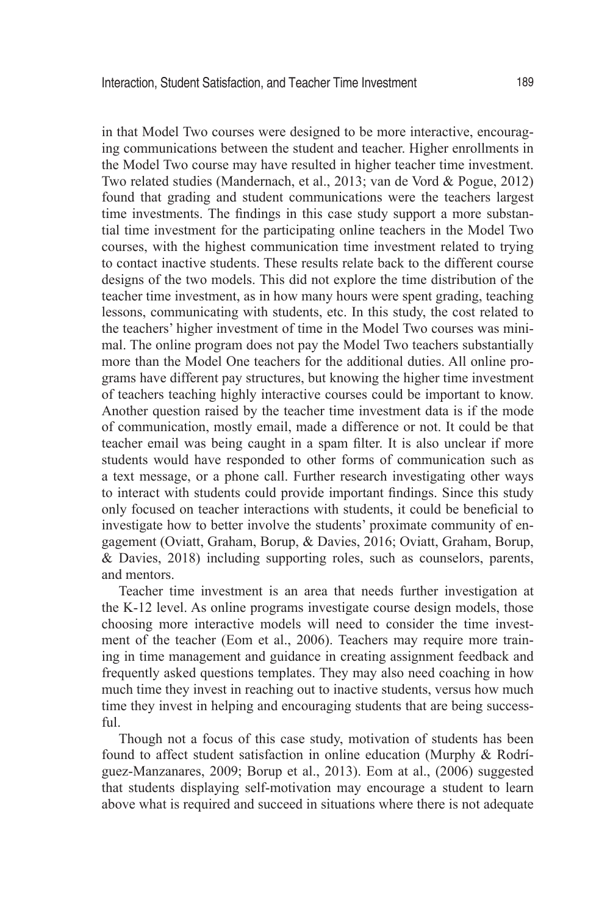in that Model Two courses were designed to be more interactive, encouraging communications between the student and teacher. Higher enrollments in the Model Two course may have resulted in higher teacher time investment. Two related studies (Mandernach, et al., 2013; van de Vord & Pogue, 2012) found that grading and student communications were the teachers largest time investments. The findings in this case study support a more substantial time investment for the participating online teachers in the Model Two courses, with the highest communication time investment related to trying to contact inactive students. These results relate back to the different course designs of the two models. This did not explore the time distribution of the teacher time investment, as in how many hours were spent grading, teaching lessons, communicating with students, etc. In this study, the cost related to the teachers' higher investment of time in the Model Two courses was minimal. The online program does not pay the Model Two teachers substantially more than the Model One teachers for the additional duties. All online programs have different pay structures, but knowing the higher time investment of teachers teaching highly interactive courses could be important to know. Another question raised by the teacher time investment data is if the mode of communication, mostly email, made a difference or not. It could be that teacher email was being caught in a spam filter. It is also unclear if more students would have responded to other forms of communication such as a text message, or a phone call. Further research investigating other ways to interact with students could provide important findings. Since this study only focused on teacher interactions with students, it could be beneficial to investigate how to better involve the students' proximate community of engagement (Oviatt, Graham, Borup, & Davies, 2016; Oviatt, Graham, Borup, & Davies, 2018) including supporting roles, such as counselors, parents, and mentors.

Teacher time investment is an area that needs further investigation at the K-12 level. As online programs investigate course design models, those choosing more interactive models will need to consider the time investment of the teacher (Eom et al., 2006). Teachers may require more training in time management and guidance in creating assignment feedback and frequently asked questions templates. They may also need coaching in how much time they invest in reaching out to inactive students, versus how much time they invest in helping and encouraging students that are being successful.

Though not a focus of this case study, motivation of students has been found to affect student satisfaction in online education (Murphy & Rodríguez-Manzanares, 2009; Borup et al., 2013). Eom at al., (2006) suggested that students displaying self-motivation may encourage a student to learn above what is required and succeed in situations where there is not adequate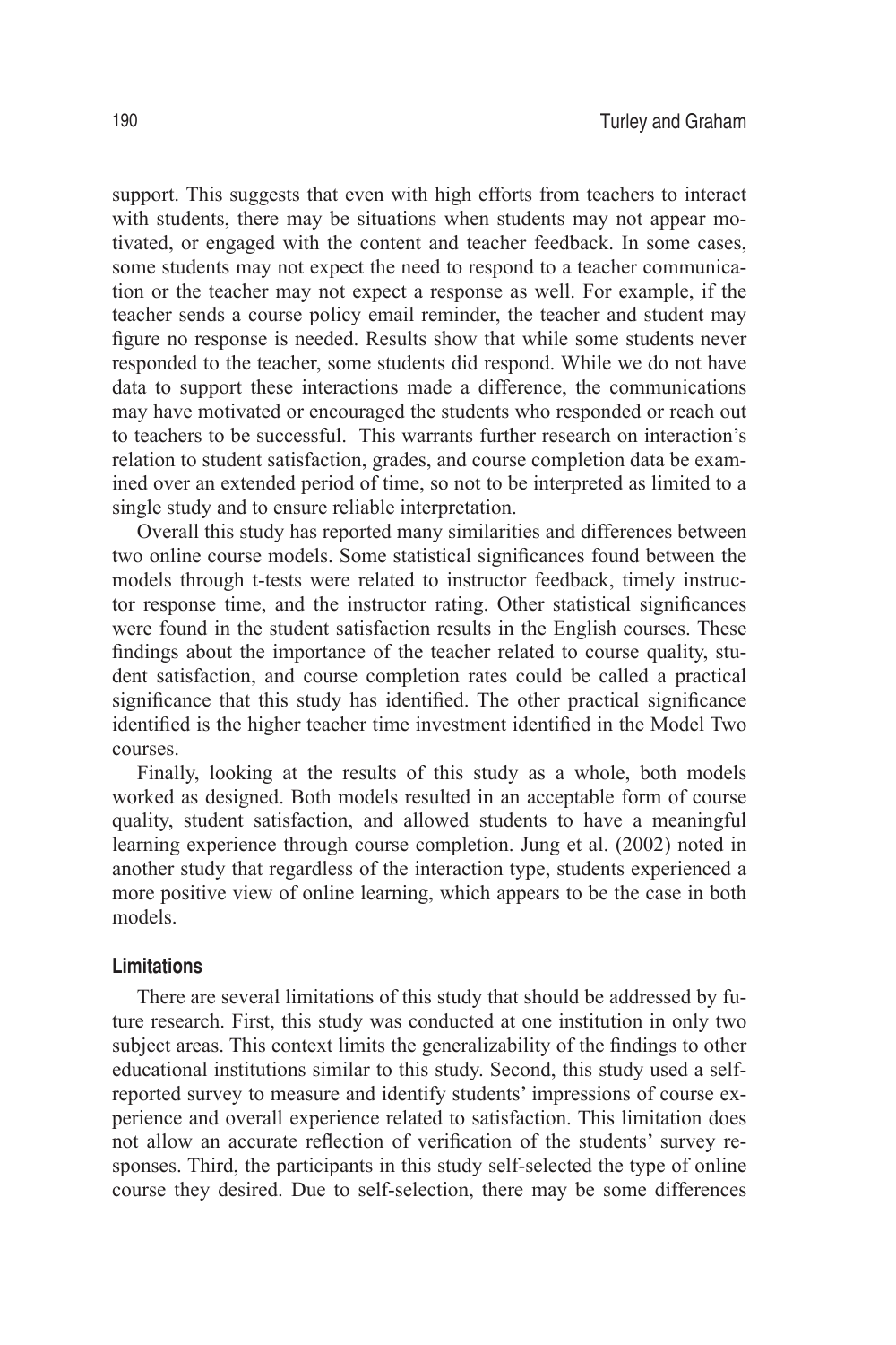support. This suggests that even with high efforts from teachers to interact with students, there may be situations when students may not appear motivated, or engaged with the content and teacher feedback. In some cases, some students may not expect the need to respond to a teacher communication or the teacher may not expect a response as well. For example, if the teacher sends a course policy email reminder, the teacher and student may figure no response is needed. Results show that while some students never responded to the teacher, some students did respond. While we do not have data to support these interactions made a difference, the communications may have motivated or encouraged the students who responded or reach out to teachers to be successful. This warrants further research on interaction's relation to student satisfaction, grades, and course completion data be examined over an extended period of time, so not to be interpreted as limited to a single study and to ensure reliable interpretation.

Overall this study has reported many similarities and differences between two online course models. Some statistical significances found between the models through t-tests were related to instructor feedback, timely instructor response time, and the instructor rating. Other statistical significances were found in the student satisfaction results in the English courses. These findings about the importance of the teacher related to course quality, student satisfaction, and course completion rates could be called a practical significance that this study has identified. The other practical significance identified is the higher teacher time investment identified in the Model Two courses.

Finally, looking at the results of this study as a whole, both models worked as designed. Both models resulted in an acceptable form of course quality, student satisfaction, and allowed students to have a meaningful learning experience through course completion. Jung et al. (2002) noted in another study that regardless of the interaction type, students experienced a more positive view of online learning, which appears to be the case in both models.

### Limitations

There are several limitations of this study that should be addressed by future research. First, this study was conducted at one institution in only two subject areas. This context limits the generalizability of the findings to other educational institutions similar to this study. Second, this study used a self-reported survey to measure and identify students' impressions of course experience and overall experience related to satisfaction. This limitation does not allow an accurate reflection of verification of the students' survey responses. Third, the participants in this study self-selected the type of online course they desired. Due to self-selection, there may be some differences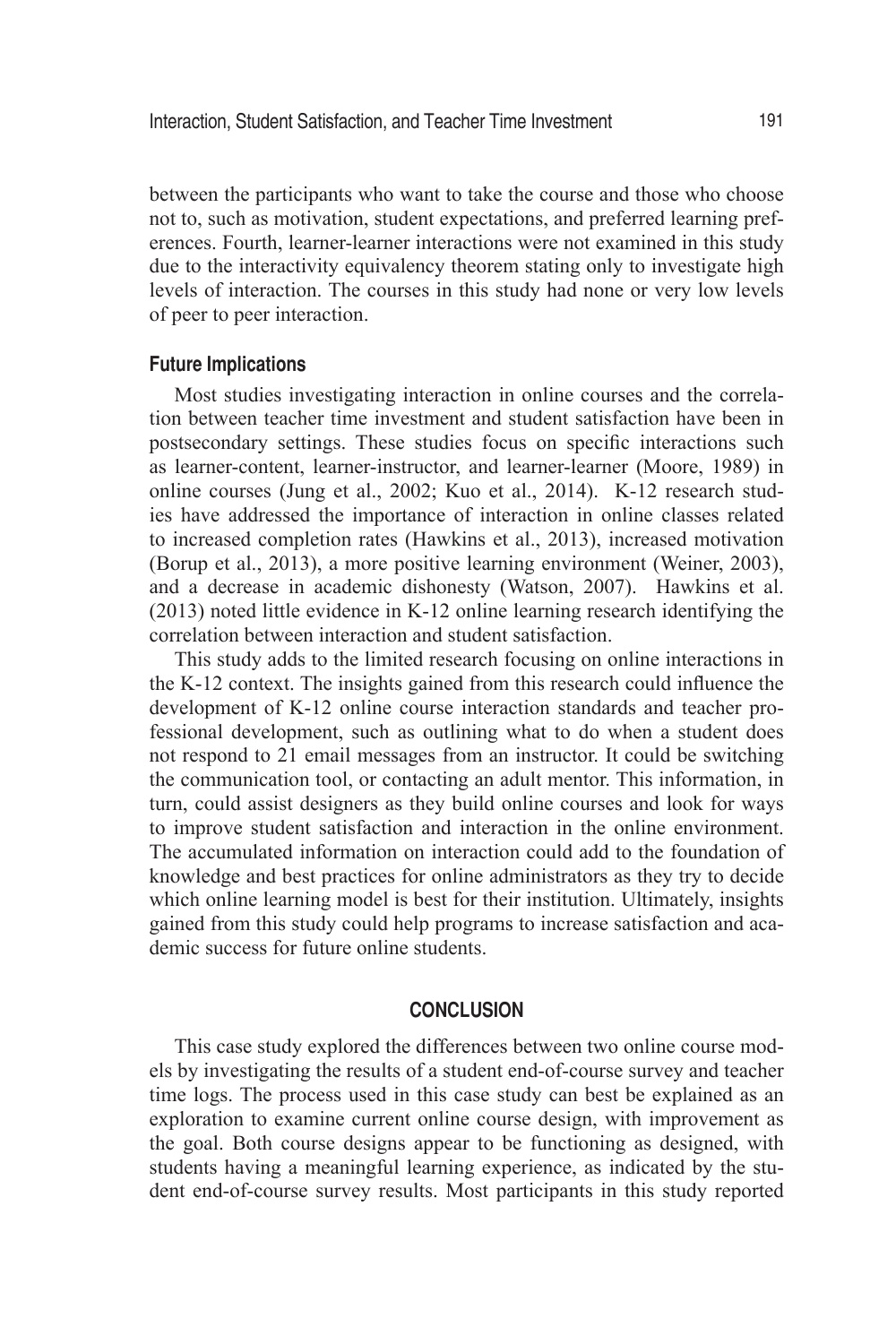between the participants who want to take the course and those who choose not to, such as motivation, student expectations, and preferred learning preferences. Fourth, learner-learner interactions were not examined in this study due to the interactivity equivalency theorem stating only to investigate high levels of interaction. The courses in this study had none or very low levels of peer to peer interaction.

### Future Implications

Most studies investigating interaction in online courses and the correlation between teacher time investment and student satisfaction have been in postsecondary settings. These studies focus on specific interactions such as learner-content, learner-instructor, and learner-learner (Moore, 1989) in online courses (Jung et al., 2002; Kuo et al., 2014). K-12 research studies have addressed the importance of interaction in online classes related to increased completion rates (Hawkins et al., 2013), increased motivation (Borup et al., 2013), a more positive learning environment (Weiner, 2003), and a decrease in academic dishonesty (Watson, 2007). Hawkins et al. (2013) noted little evidence in K-12 online learning research identifying the correlation between interaction and student satisfaction.

This study adds to the limited research focusing on online interactions in the K-12 context. The insights gained from this research could influence the development of K-12 online course interaction standards and teacher professional development, such as outlining what to do when a student does not respond to 21 email messages from an instructor. It could be switching the communication tool, or contacting an adult mentor. This information, in turn, could assist designers as they build online courses and look for ways to improve student satisfaction and interaction in the online environment. The accumulated information on interaction could add to the foundation of knowledge and best practices for online administrators as they try to decide which online learning model is best for their institution. Ultimately, insights gained from this study could help programs to increase satisfaction and academic success for future online students.

## CONCLUSION

This case study explored the differences between two online course models by investigating the results of a student end-of-course survey and teacher time logs. The process used in this case study can best be explained as an exploration to examine current online course design, with improvement as the goal. Both course designs appear to be functioning as designed, with students having a meaningful learning experience, as indicated by the student end-of-course survey results. Most participants in this study reported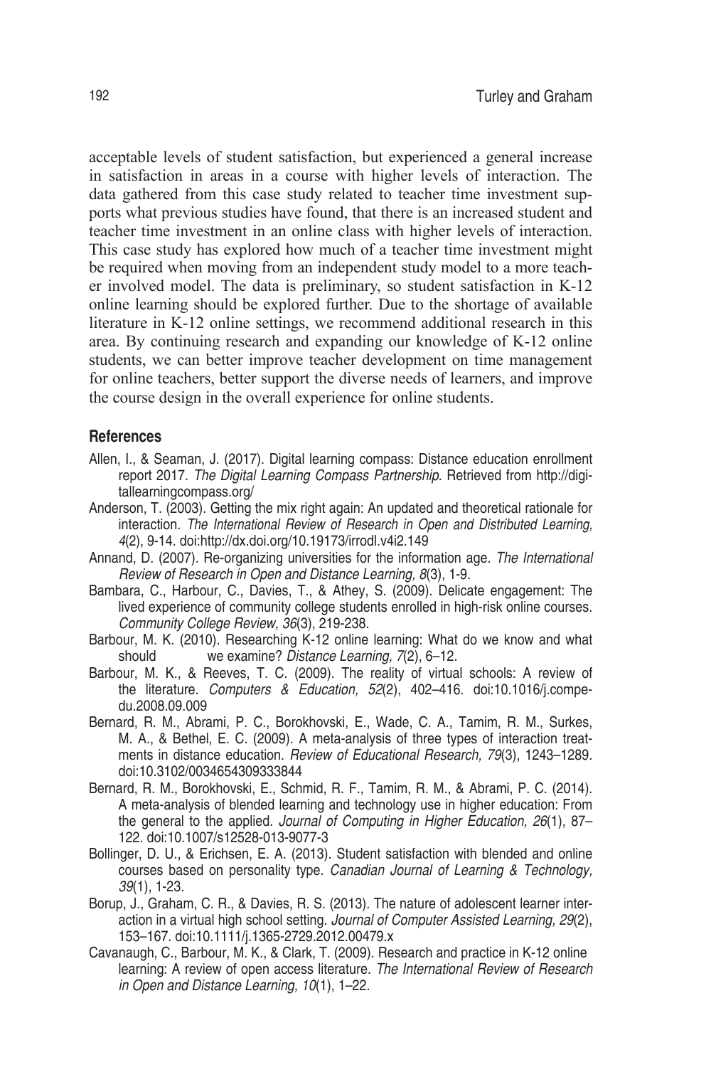acceptable levels of student satisfaction, but experienced a general increase in satisfaction in areas in a course with higher levels of interaction. The data gathered from this case study related to teacher time investment supports what previous studies have found, that there is an increased student and teacher time investment in an online class with higher levels of interaction. This case study has explored how much of a teacher time investment might be required when moving from an independent study model to a more teacher involved model. The data is preliminary, so student satisfaction in K-12 online learning should be explored further. Due to the shortage of available literature in K-12 online settings, we recommend additional research in this area. By continuing research and expanding our knowledge of K-12 online students, we can better improve teacher development on time management for online teachers, better support the diverse needs of learners, and improve the course design in the overall experience for online students.

## References

Allen, I., & Seaman, J. (2017). Digital learning compass: Distance education enrollment report 2017. *The Digital Learning Compass Partnership*. Retrieved from http://digitallearningcompass.org/

Anderson, T. (2003). Getting the mix right again: An updated and theoretical rationale for interaction. *The International Review of Research in Open and Distributed Learning, 4*(2), 9-14. doi:http://dx.doi.org/10.19173/irrodl.v4i2.149

Annand, D. (2007). Re-organizing universities for the information age. *The International Review of Research in Open and Distance Learning, 8*(3), 1-9.

Bambara, C., Harbour, C., Davies, T., & Athey, S. (2009). Delicate engagement: The lived experience of community college students enrolled in high-risk online courses. *Community College Review, 36*(3), 219-238.

Barbour, M. K. (2010). Researching K-12 online learning: What do we know and what should we examine? *Distance Learning, 7*(2), 6–12.

Barbour, M. K., & Reeves, T. C. (2009). The reality of virtual schools: A review of the literature. *Computers & Education, 52*(2), 402–416. doi:10.1016/j.compedu.2008.09.009

Bernard, R. M., Abrami, P. C., Borokhovski, E., Wade, C. A., Tamim, R. M., Surkes, M. A., & Bethel, E. C. (2009). A meta-analysis of three types of interaction treatments in distance education. *Review of Educational Research, 79*(3), 1243–1289. doi:10.3102/0034654309333844

Bernard, R. M., Borokhovski, E., Schmid, R. F., Tamim, R. M., & Abrami, P. C. (2014). A meta-analysis of blended learning and technology use in higher education: From the general to the applied. *Journal of Computing in Higher Education, 26*(1), 87–122. doi:10.1007/s12528-013-9077-3

Bollinger, D. U., & Erichsen, E. A. (2013). Student satisfaction with blended and online courses based on personality type. *Canadian Journal of Learning & Technology, 39*(1), 1-23.

Borup, J., Graham, C. R., & Davies, R. S. (2013). The nature of adolescent learner interaction in a virtual high school setting. *Journal of Computer Assisted Learning, 29*(2), 153–167. doi:10.1111/j.1365-2729.2012.00479.x

Cavanaugh, C., Barbour, M. K., & Clark, T. (2009). Research and practice in K-12 online learning: A review of open access literature. *The International Review of Research in Open and Distance Learning, 10*(1), 1–22.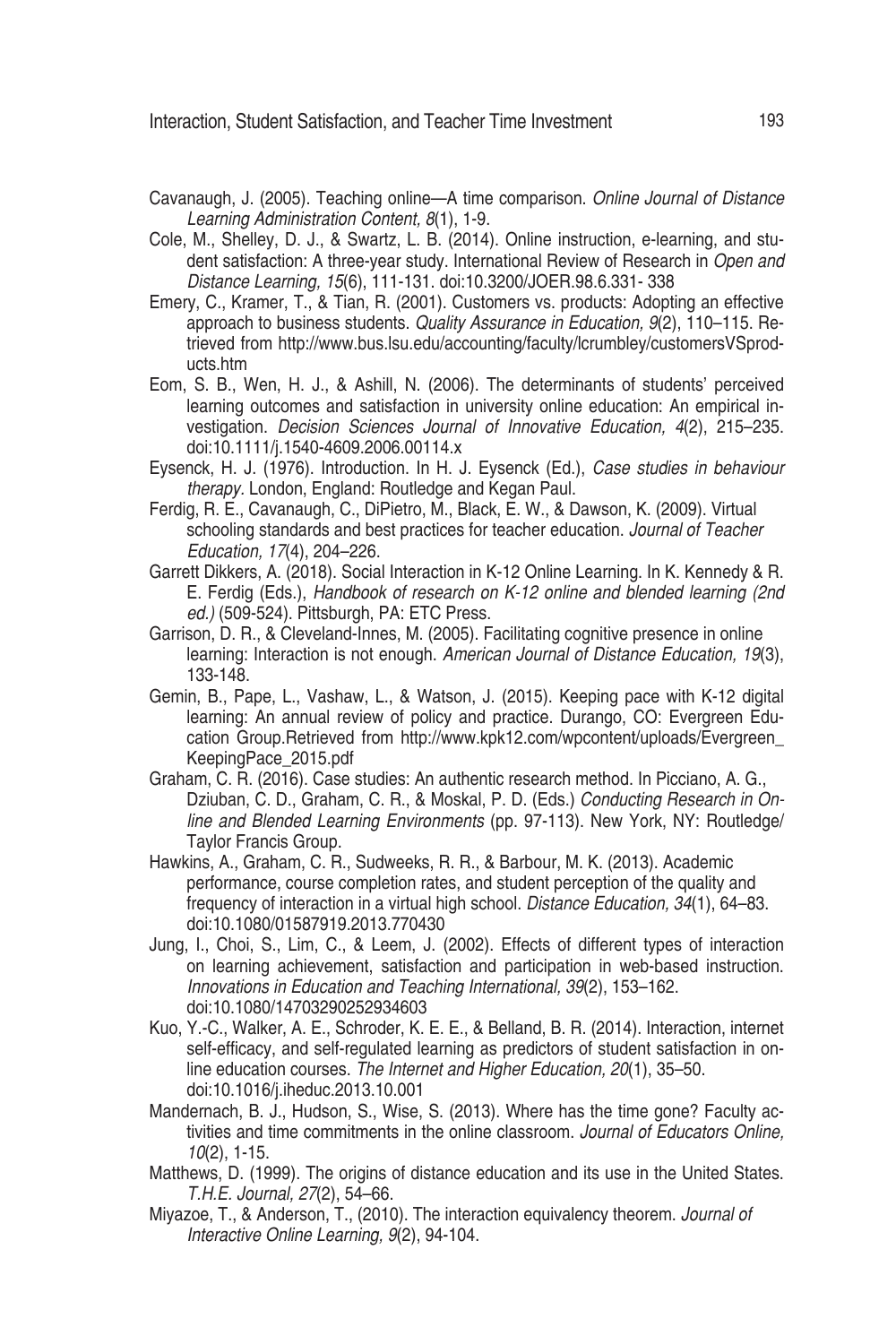Cavanaugh, J. (2005). Teaching online—A time comparison. *Online Journal of Distance Learning Administration Content, 8*(1), 1-9.

Cole, M., Shelley, D. J., & Swartz, L. B. (2014). Online instruction, e-learning, and student satisfaction: A three-year study. International Review of Research in *Open and Distance Learning, 15*(6), 111-131. doi:10.3200/JOER.98.6.331- 338

Emery, C., Kramer, T., & Tian, R. (2001). Customers vs. products: Adopting an effective approach to business students. *Quality Assurance in Education, 9*(2), 110–115. Retrieved from http://www.bus.lsu.edu/accounting/faculty/lcrumbley/customersVSproducts.htm

Eom, S. B., Wen, H. J., & Ashill, N. (2006). The determinants of students' perceived learning outcomes and satisfaction in university online education: An empirical investigation. *Decision Sciences Journal of Innovative Education, 4*(2), 215–235. doi:10.1111/j.1540-4609.2006.00114.x

Eysenck, H. J. (1976). Introduction. In H. J. Eysenck (Ed.), *Case studies in behaviour therapy*. London, England: Routledge and Kegan Paul.

Ferdig, R. E., Cavanaugh, C., DiPietro, M., Black, E. W., & Dawson, K. (2009). Virtual schooling standards and best practices for teacher education. *Journal of Teacher Education, 17*(4), 204–226.

Garrett Dikkers, A. (2018). Social Interaction in K-12 Online Learning. In K. Kennedy & R. E. Ferdig (Eds.), *Handbook of research on K-12 online and blended learning (2nd ed.)* (509-524). Pittsburgh, PA: ETC Press.

Garrison, D. R., & Cleveland-Innes, M. (2005). Facilitating cognitive presence in online learning: Interaction is not enough. *American Journal of Distance Education, 19*(3), 133-148.

Gemin, B., Pape, L., Vashaw, L., & Watson, J. (2015). Keeping pace with K-12 digital learning: An annual review of policy and practice. Durango, CO: Evergreen Education Group.Retrieved from http://www.kpk12.com/wpcontent/uploads/Evergreen_KeepingPace_2015.pdf

Graham, C. R. (2016). Case studies: An authentic research method. In Picciano, A. G., Dziuban, C. D., Graham, C. R., & Moskal, P. D. (Eds.) *Conducting Research in Online and Blended Learning Environments* (pp. 97-113). New York, NY: Routledge/ Taylor Francis Group.

Hawkins, A., Graham, C. R., Sudweeks, R. R., & Barbour, M. K. (2013). Academic performance, course completion rates, and student perception of the quality and frequency of interaction in a virtual high school. *Distance Education, 34*(1), 64–83. doi:10.1080/01587919.2013.770430

Jung, I., Choi, S., Lim, C., & Leem, J. (2002). Effects of different types of interaction on learning achievement, satisfaction and participation in web-based instruction. *Innovations in Education and Teaching International, 39*(2), 153–162. doi:10.1080/14703290252934603

Kuo, Y.-C., Walker, A. E., Schroder, K. E. E., & Belland, B. R. (2014). Interaction, internet self-efficacy, and self-regulated learning as predictors of student satisfaction in online education courses. *The Internet and Higher Education, 20*(1), 35–50. doi:10.1016/j.iheduc.2013.10.001

Mandernach, B. J., Hudson, S., Wise, S. (2013). Where has the time gone? Faculty activities and time commitments in the online classroom. *Journal of Educators Online, 10*(2), 1-15.

Matthews, D. (1999). The origins of distance education and its use in the United States. *T.H.E. Journal, 27*(2), 54–66.

Miyazoe, T., & Anderson, T., (2010). The interaction equivalency theorem. *Journal of Interactive Online Learning, 9*(2), 94-104.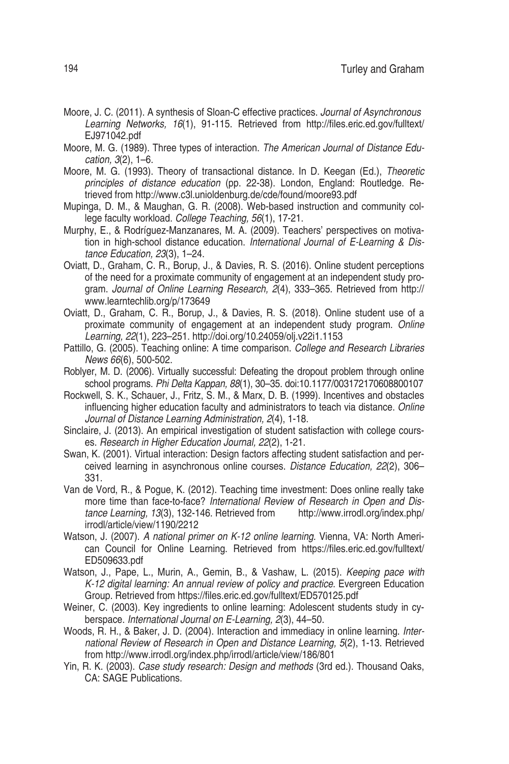Moore, J. C. (2011). A synthesis of Sloan-C effective practices. *Journal of Asynchronous Learning Networks, 16*(1), 91-115. Retrieved from http://files.eric.ed.gov/fulltext/EJ971042.pdf

Moore, M. G. (1989). Three types of interaction. *The American Journal of Distance Education, 3*(2), 1–6.

Moore, M. G. (1993). Theory of transactional distance. In D. Keegan (Ed.), *Theoretic principles of distance education* (pp. 22-38). London, England: Routledge. Retrieved from http://www.c3l.unioldenburg.de/cde/found/moore93.pdf

Mupinga, D. M., & Maughan, G. R. (2008). Web-based instruction and community college faculty workload. *College Teaching, 56*(1), 17-21.

Murphy, E., & Rodríguez-Manzanares, M. A. (2009). Teachers' perspectives on motivation in high-school distance education. *International Journal of E-Learning & Distance Education, 23*(3), 1–24.

Oviatt, D., Graham, C. R., Borup, J., & Davies, R. S. (2016). Online student perceptions of the need for a proximate community of engagement at an independent study program. *Journal of Online Learning Research, 2*(4), 333–365. Retrieved from http://www.learntechlib.org/p/173649

Oviatt, D., Graham, C. R., Borup, J., & Davies, R. S. (2018). Online student use of a proximate community of engagement at an independent study program. *Online Learning, 22*(1), 223–251. http://doi.org/10.24059/olj.v22i1.1153

Pattillo, G. (2005). Teaching online: A time comparison. *College and Research Libraries News 66*(6), 500-502.

Roblyer, M. D. (2006). Virtually successful: Defeating the dropout problem through online school programs. *Phi Delta Kappan, 88*(1), 30–35. doi:10.1177/003172170608800107

Rockwell, S. K., Schauer, J., Fritz, S. M., & Marx, D. B. (1999). Incentives and obstacles influencing higher education faculty and administrators to teach via distance. *Online Journal of Distance Learning Administration, 2*(4), 1-18.

Sinclaire, J. (2013). An empirical investigation of student satisfaction with college courses. *Research in Higher Education Journal, 22*(2), 1-21.

Swan, K. (2001). Virtual interaction: Design factors affecting student satisfaction and perceived learning in asynchronous online courses. *Distance Education, 22*(2), 306–331.

Van de Vord, R., & Pogue, K. (2012). Teaching time investment: Does online really take more time than face-to-face? *International Review of Research in Open and Distance Learning, 13*(3), 132-146. Retrieved from http://www.irrodl.org/index.php/irrodl/article/view/1190/2212

Watson, J. (2007). *A national primer on K-12 online learning.* Vienna, VA: North American Council for Online Learning. Retrieved from https://files.eric.ed.gov/fulltext/ED509633.pdf

Watson, J., Pape, L., Murin, A., Gemin, B., & Vashaw, L. (2015). *Keeping pace with K-12 digital learning: An annual review of policy and practice*. Evergreen Education Group. Retrieved from https://files.eric.ed.gov/fulltext/ED570125.pdf

Weiner, C. (2003). Key ingredients to online learning: Adolescent students study in cyberspace. *International Journal on E-Learning, 2*(3), 44–50.

Woods, R. H., & Baker, J. D. (2004). Interaction and immediacy in online learning. *International Review of Research in Open and Distance Learning, 5*(2), 1-13. Retrieved from http://www.irrodl.org/index.php/irrodl/article/view/186/801

Yin, R. K. (2003). *Case study research: Design and methods* (3rd ed.). Thousand Oaks, CA: SAGE Publications.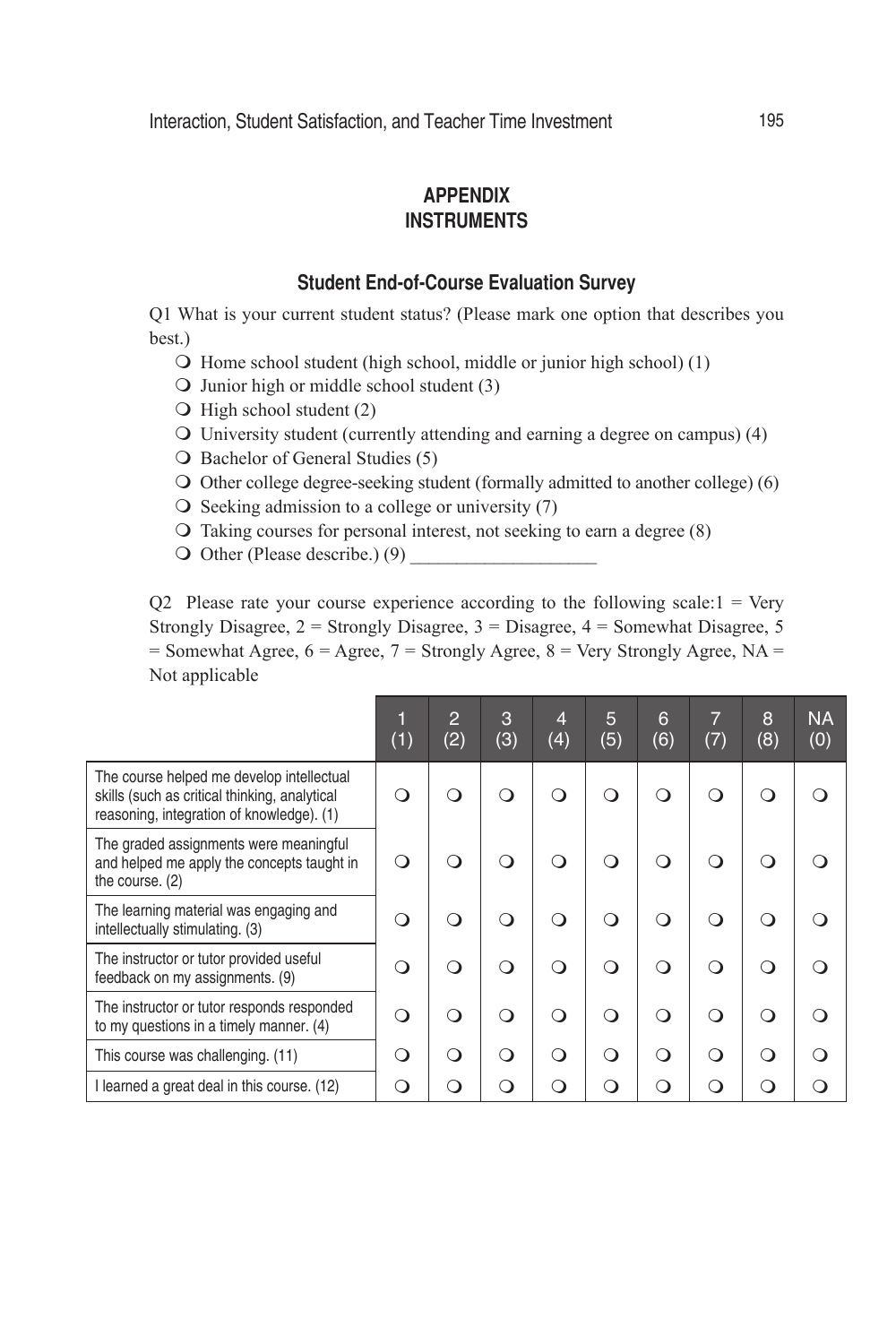## APPENDIX
## INSTRUMENTS

### Student End-of-Course Evaluation Survey

Q1 What is your current student status? (Please mark one option that describes you best.)

- ❍ Home school student (high school, middle or junior high school) (1)
- ❍ Junior high or middle school student (3)
- ❍ High school student (2)
- ❍ University student (currently attending and earning a degree on campus) (4)
- ❍ Bachelor of General Studies (5)
- ❍ Other college degree-seeking student (formally admitted to another college) (6)
- ❍ Seeking admission to a college or university (7)
- ❍ Taking courses for personal interest, not seeking to earn a degree (8)
- ❍ Other (Please describe.) (9) ____________________

Q2 Please rate your course experience according to the following scale:1 = Very Strongly Disagree, 2 = Strongly Disagree, 3 = Disagree, 4 = Somewhat Disagree, 5 = Somewhat Agree, 6 = Agree, 7 = Strongly Agree, 8 = Very Strongly Agree, NA = Not applicable

| | 1 (1) | 2 (2) | 3 (3) | 4 (4) | 5 (5) | 6 (6) | 7 (7) | 8 (8) | NA (0) |
|---|---|---|---|---|---|---|---|---|---|
| The course helped me develop intellectual skills (such as critical thinking, analytical reasoning, integration of knowledge). (1) | ❍ | ❍ | ❍ | ❍ | ❍ | ❍ | ❍ | ❍ | ❍ |
| The graded assignments were meaningful and helped me apply the concepts taught in the course. (2) | ❍ | ❍ | ❍ | ❍ | ❍ | ❍ | ❍ | ❍ | ❍ |
| The learning material was engaging and intellectually stimulating. (3) | ❍ | ❍ | ❍ | ❍ | ❍ | ❍ | ❍ | ❍ | ❍ |
| The instructor or tutor provided useful feedback on my assignments. (9) | ❍ | ❍ | ❍ | ❍ | ❍ | ❍ | ❍ | ❍ | ❍ |
| The instructor or tutor responds responded to my questions in a timely manner. (4) | ❍ | ❍ | ❍ | ❍ | ❍ | ❍ | ❍ | ❍ | ❍ |
| This course was challenging. (11) | ❍ | ❍ | ❍ | ❍ | ❍ | ❍ | ❍ | ❍ | ❍ |
| I learned a great deal in this course. (12) | ❍ | ❍ | ❍ | ❍ | ❍ | ❍ | ❍ | ❍ | ❍ |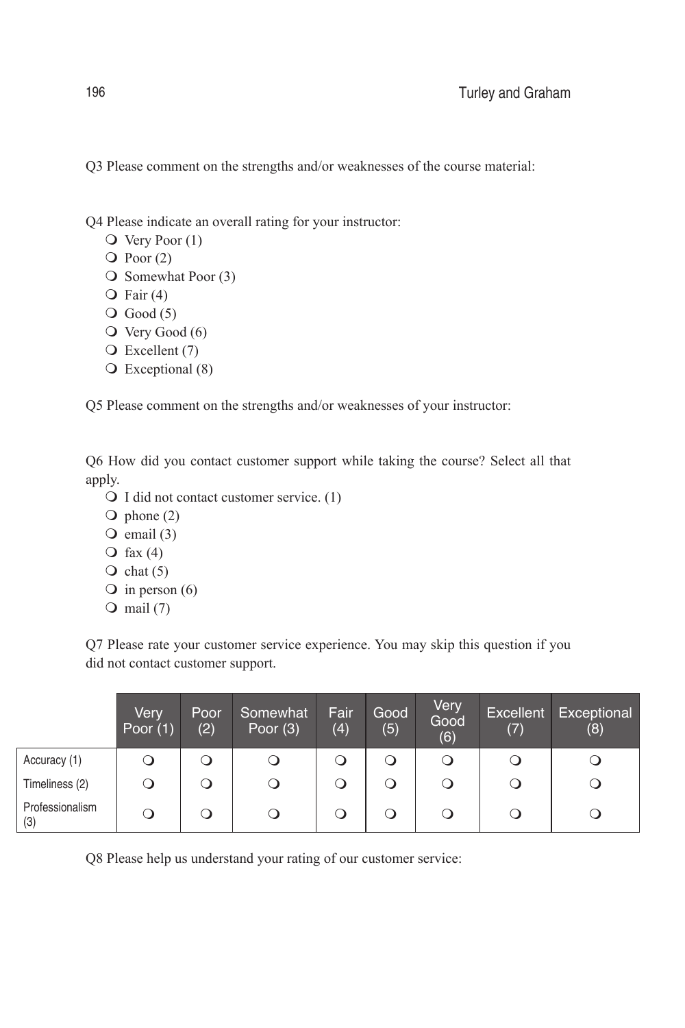Q3 Please comment on the strengths and/or weaknesses of the course material:

Q4 Please indicate an overall rating for your instructor:

- ❍ Very Poor (1)
- ❍ Poor (2)
- ❍ Somewhat Poor (3)
- ❍ Fair (4)
- ❍ Good (5)
- ❍ Very Good (6)
- ❍ Excellent (7)
- ❍ Exceptional (8)

Q5 Please comment on the strengths and/or weaknesses of your instructor:

Q6 How did you contact customer support while taking the course? Select all that apply.

- ❍ I did not contact customer service. (1)
- ❍ phone (2)
- ❍ email (3)
- ❍ fax (4)
- ❍ chat (5)
- ❍ in person (6)
- ❍ mail (7)

Q7 Please rate your customer service experience. You may skip this question if you did not contact customer support.

| | Very Poor (1) | Poor (2) | Somewhat Poor (3) | Fair (4) | Good (5) | Very Good (6) | Excellent (7) | Exceptional (8) |
|---|---|---|---|---|---|---|---|---|
| Accuracy (1) | ❍ | ❍ | ❍ | ❍ | ❍ | ❍ | ❍ | ❍ |
| Timeliness (2) | ❍ | ❍ | ❍ | ❍ | ❍ | ❍ | ❍ | ❍ |
| Professionalism (3) | ❍ | ❍ | ❍ | ❍ | ❍ | ❍ | ❍ | ❍ |

Q8 Please help us understand your rating of our customer service: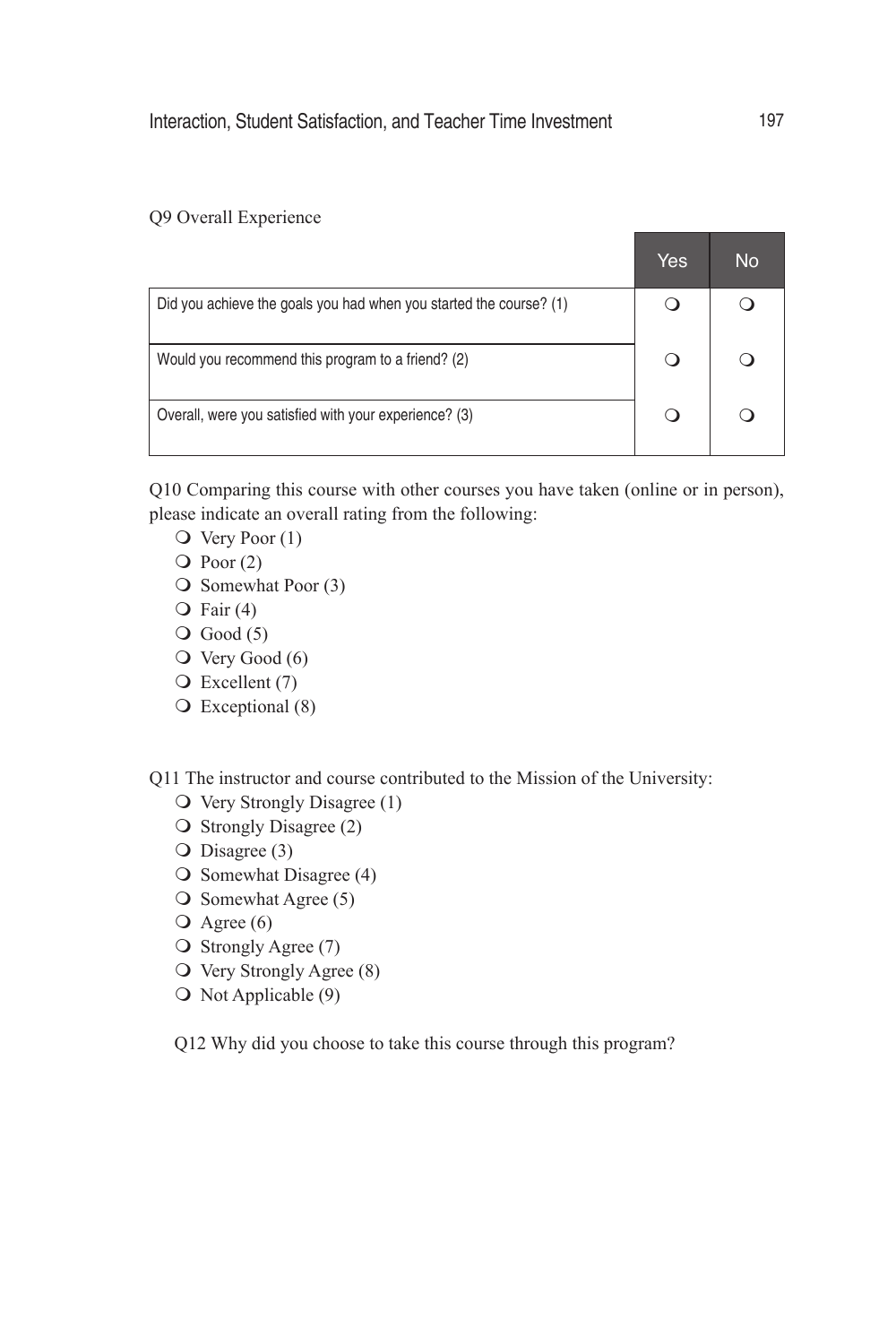Q9 Overall Experience

| | Yes | No |
|---|---|---|
| Did you achieve the goals you had when you started the course? (1) | ❍ | ❍ |
| Would you recommend this program to a friend? (2) | ❍ | ❍ |
| Overall, were you satisfied with your experience? (3) | ❍ | ❍ |

Q10 Comparing this course with other courses you have taken (online or in person), please indicate an overall rating from the following:

- ❍ Very Poor (1)
- ❍ Poor (2)
- ❍ Somewhat Poor (3)
- ❍ Fair (4)
- ❍ Good (5)
- ❍ Very Good (6)
- ❍ Excellent (7)
- ❍ Exceptional (8)

Q11 The instructor and course contributed to the Mission of the University:

- ❍ Very Strongly Disagree (1)
- ❍ Strongly Disagree (2)
- ❍ Disagree (3)
- ❍ Somewhat Disagree (4)
- ❍ Somewhat Agree (5)
- ❍ Agree (6)
- ❍ Strongly Agree (7)
- ❍ Very Strongly Agree (8)
- ❍ Not Applicable (9)

Q12 Why did you choose to take this course through this program?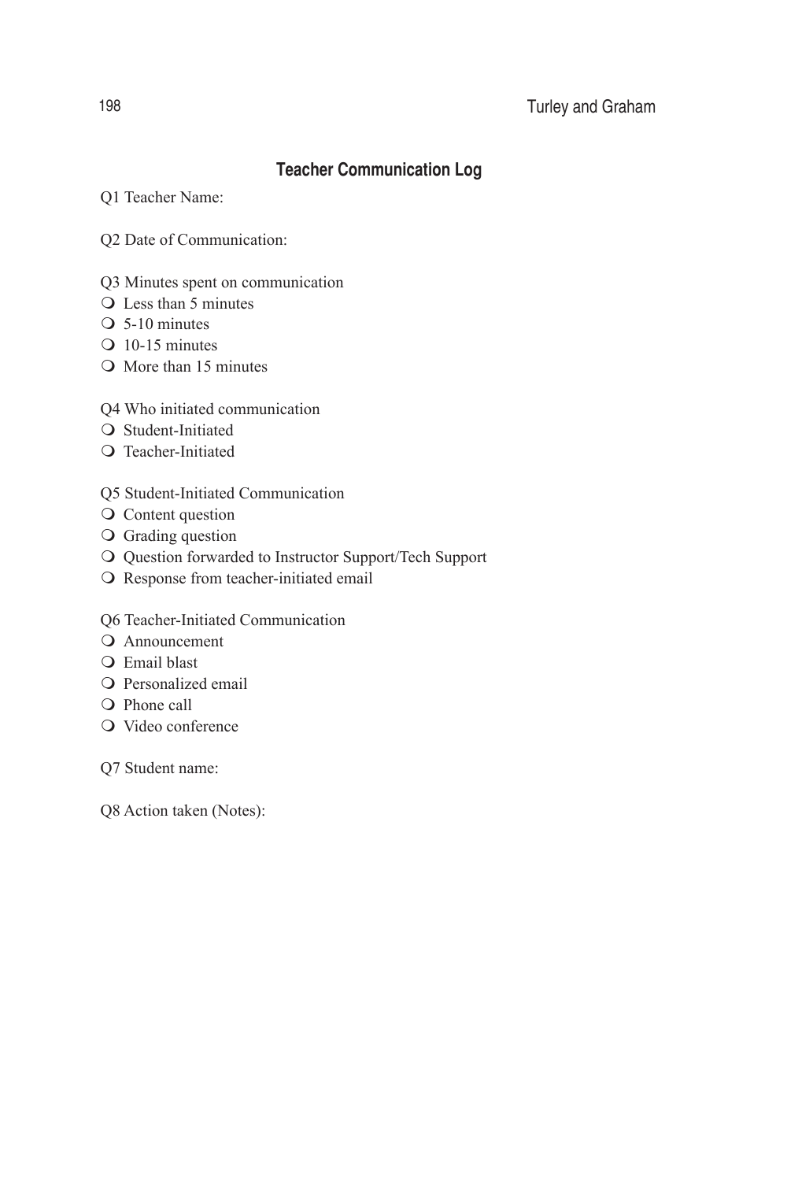## Teacher Communication Log

Q1 Teacher Name:

Q2 Date of Communication:

Q3 Minutes spent on communication

- ❍ Less than 5 minutes
- ❍ 5-10 minutes
- ❍ 10-15 minutes
- ❍ More than 15 minutes

Q4 Who initiated communication

- ❍ Student-Initiated
- ❍ Teacher-Initiated

Q5 Student-Initiated Communication

- ❍ Content question
- ❍ Grading question
- ❍ Question forwarded to Instructor Support/Tech Support
- ❍ Response from teacher-initiated email

Q6 Teacher-Initiated Communication

- ❍ Announcement
- ❍ Email blast
- ❍ Personalized email
- ❍ Phone call
- ❍ Video conference

Q7 Student name:

Q8 Action taken (Notes):